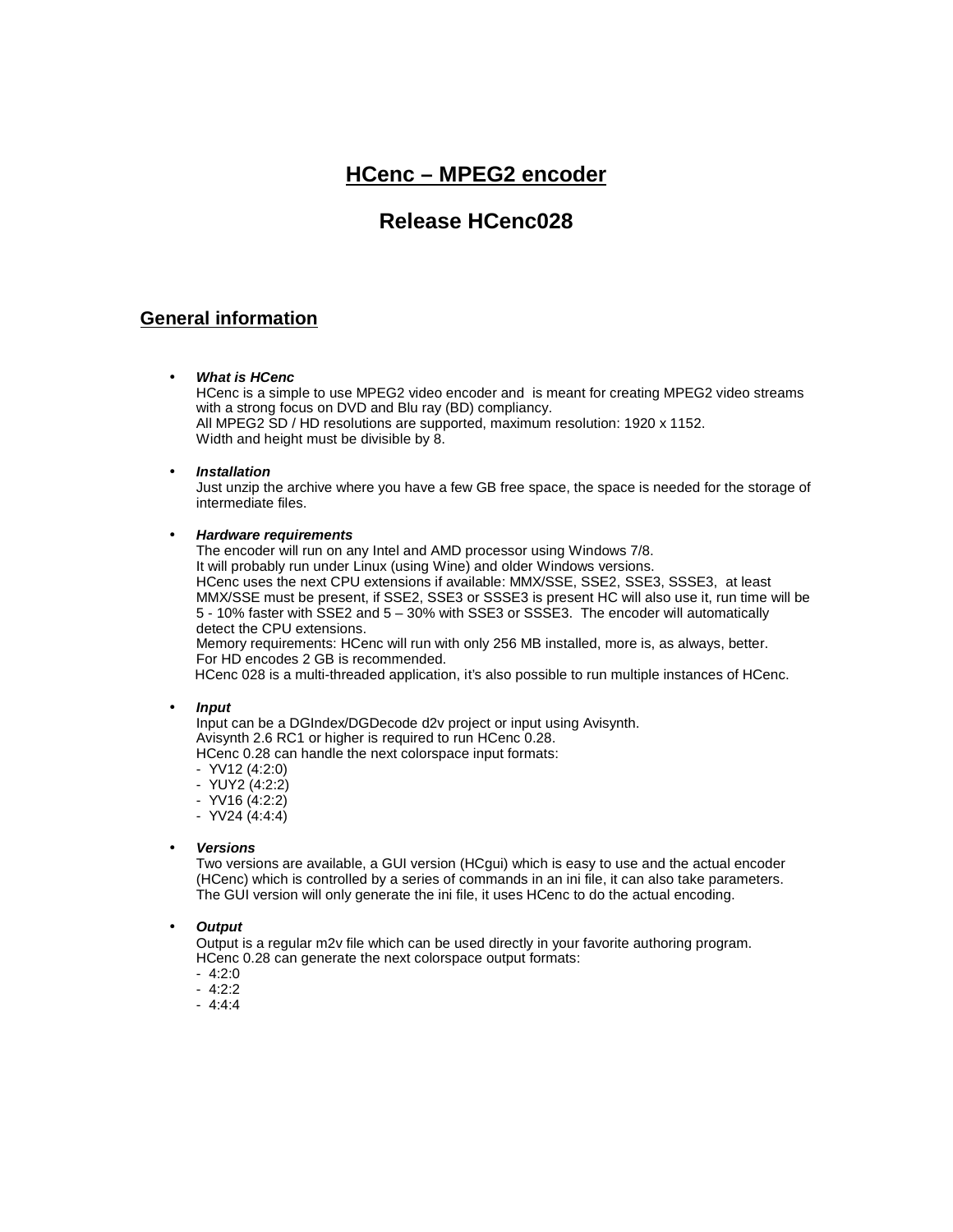# HCenc – MPEG2 encoder

# Release HCenc028

## General information

- ***What is HCenc***
  HCenc is a simple to use MPEG2 video encoder and is meant for creating MPEG2 video streams with a strong focus on DVD and Blu ray (BD) compliancy.
  All MPEG2 SD / HD resolutions are supported, maximum resolution: 1920 x 1152.
  Width and height must be divisible by 8.

- ***Installation***
  Just unzip the archive where you have a few GB free space, the space is needed for the storage of intermediate files.

- ***Hardware requirements***
  The encoder will run on any Intel and AMD processor using Windows 7/8.
  It will probably run under Linux (using Wine) and older Windows versions.
  HCenc uses the next CPU extensions if available: MMX/SSE, SSE2, SSE3, SSSE3, at least MMX/SSE must be present, if SSE2, SSE3 or SSSE3 is present HC will also use it, run time will be 5 - 10% faster with SSE2 and 5 – 30% with SSE3 or SSSE3. The encoder will automatically detect the CPU extensions.
  Memory requirements: HCenc will run with only 256 MB installed, more is, as always, better.
  For HD encodes 2 GB is recommended.
  HCenc 028 is a multi-threaded application, it's also possible to run multiple instances of HCenc.

- ***Input***
  Input can be a DGIndex/DGDecode d2v project or input using Avisynth.
  Avisynth 2.6 RC1 or higher is required to run HCenc 0.28.
  HCenc 0.28 can handle the next colorspace input formats:
  - YV12 (4:2:0)
  - YUY2 (4:2:2)
  - YV16 (4:2:2)
  - YV24 (4:4:4)

- ***Versions***
  Two versions are available, a GUI version (HCgui) which is easy to use and the actual encoder (HCenc) which is controlled by a series of commands in an ini file, it can also take parameters.
  The GUI version will only generate the ini file, it uses HCenc to do the actual encoding.

- ***Output***
  Output is a regular m2v file which can be used directly in your favorite authoring program.
  HCenc 0.28 can generate the next colorspace output formats:
  - 4:2:0
  - 4:2:2
  - 4:4:4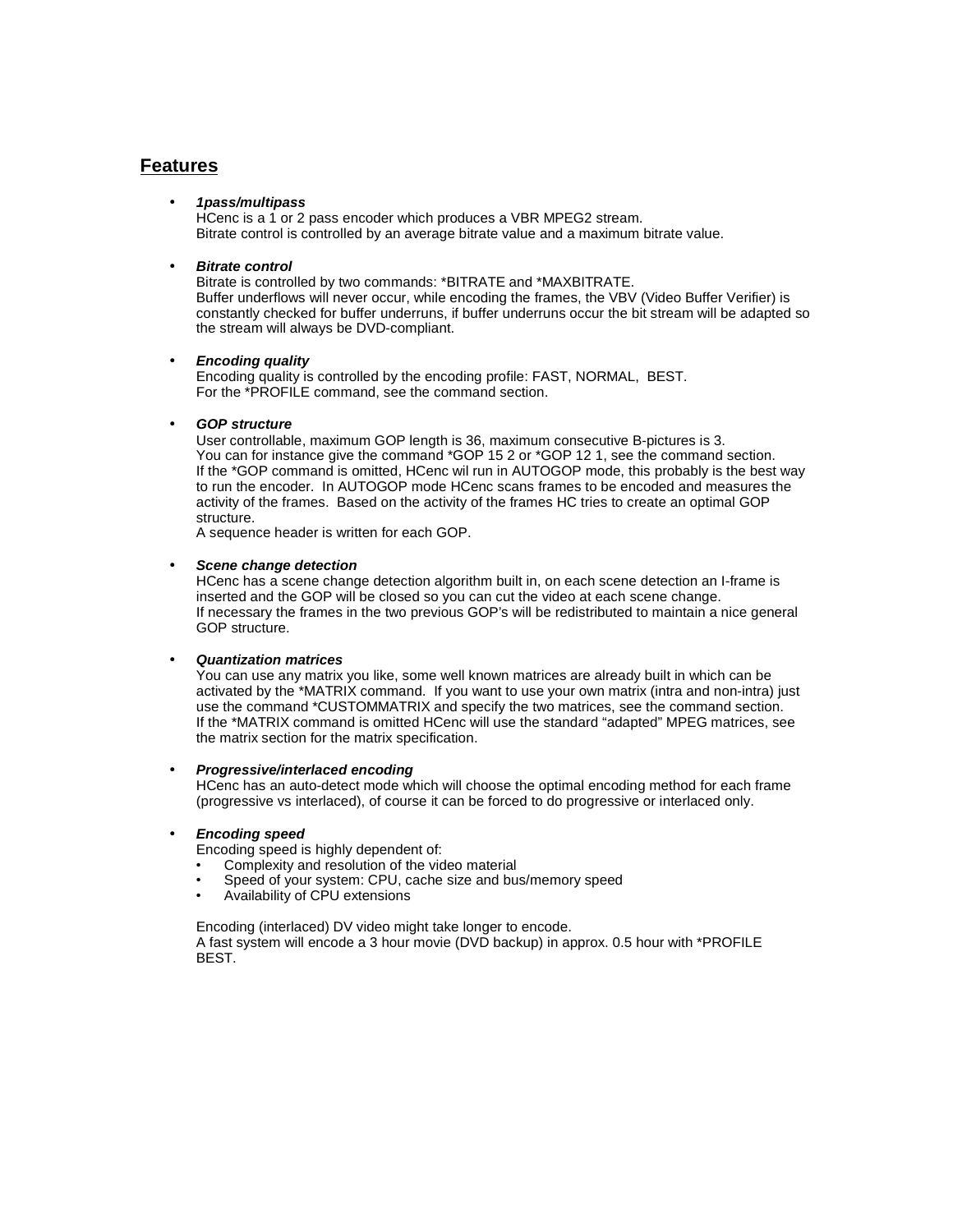## Features

- ***1pass/multipass***
  HCenc is a 1 or 2 pass encoder which produces a VBR MPEG2 stream.
  Bitrate control is controlled by an average bitrate value and a maximum bitrate value.

- ***Bitrate control***
  Bitrate is controlled by two commands: *BITRATE and *MAXBITRATE.
  Buffer underflows will never occur, while encoding the frames, the VBV (Video Buffer Verifier) is constantly checked for buffer underruns, if buffer underruns occur the bit stream will be adapted so the stream will always be DVD-compliant.

- ***Encoding quality***
  Encoding quality is controlled by the encoding profile: FAST, NORMAL, BEST.
  For the *PROFILE command, see the command section.

- ***GOP structure***
  User controllable, maximum GOP length is 36, maximum consecutive B-pictures is 3.
  You can for instance give the command *GOP 15 2 or *GOP 12 1, see the command section.
  If the *GOP command is omitted, HCenc wil run in AUTOGOP mode, this probably is the best way to run the encoder. In AUTOGOP mode HCenc scans frames to be encoded and measures the activity of the frames. Based on the activity of the frames HC tries to create an optimal GOP structure.
  A sequence header is written for each GOP.

- ***Scene change detection***
  HCenc has a scene change detection algorithm built in, on each scene detection an I-frame is inserted and the GOP will be closed so you can cut the video at each scene change.
  If necessary the frames in the two previous GOP's will be redistributed to maintain a nice general GOP structure.

- ***Quantization matrices***
  You can use any matrix you like, some well known matrices are already built in which can be activated by the *MATRIX command. If you want to use your own matrix (intra and non-intra) just use the command *CUSTOMMATRIX and specify the two matrices, see the command section.
  If the *MATRIX command is omitted HCenc will use the standard "adapted" MPEG matrices, see the matrix section for the matrix specification.

- ***Progressive/interlaced encoding***
  HCenc has an auto-detect mode which will choose the optimal encoding method for each frame (progressive vs interlaced), of course it can be forced to do progressive or interlaced only.

- ***Encoding speed***
  Encoding speed is highly dependent of:
  - Complexity and resolution of the video material
  - Speed of your system: CPU, cache size and bus/memory speed
  - Availability of CPU extensions

  Encoding (interlaced) DV video might take longer to encode.
  A fast system will encode a 3 hour movie (DVD backup) in approx. 0.5 hour with *PROFILE BEST.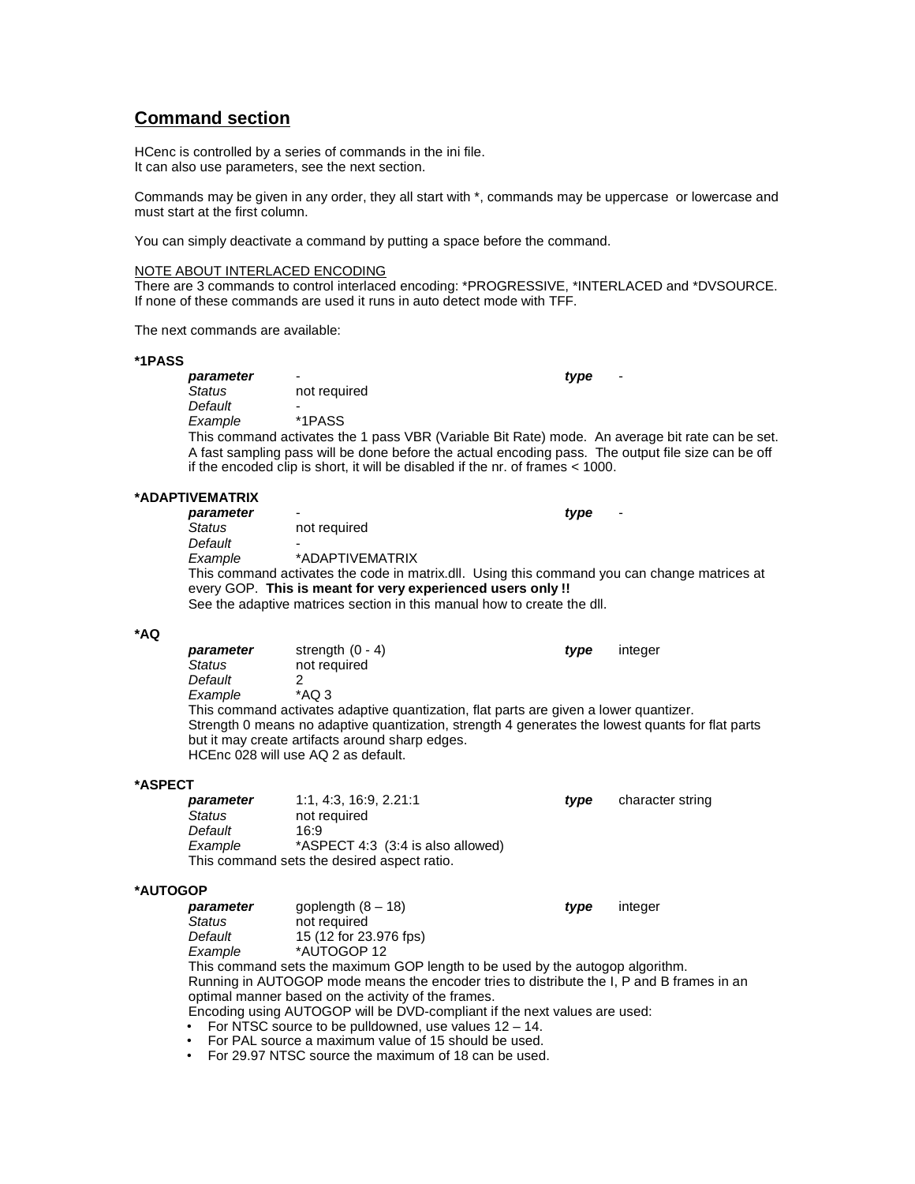## Command section

HCenc is controlled by a series of commands in the ini file.
It can also use parameters, see the next section.

Commands may be given in any order, they all start with *, commands may be uppercase or lowercase and must start at the first column.

You can simply deactivate a command by putting a space before the command.

NOTE ABOUT INTERLACED ENCODING
There are 3 commands to control interlaced encoding: *PROGRESSIVE, *INTERLACED and *DVSOURCE. If none of these commands are used it runs in auto detect mode with TFF.

The next commands are available:

**\*1PASS**

| | | | |
|---|---|---|---|
| ***parameter*** | - | ***type*** | - |
| *Status* | not required | | |
| *Default* | - | | |
| *Example* | *1PASS | | |

This command activates the 1 pass VBR (Variable Bit Rate) mode. An average bit rate can be set. A fast sampling pass will be done before the actual encoding pass. The output file size can be off if the encoded clip is short, it will be disabled if the nr. of frames < 1000.

**\*ADAPTIVEMATRIX**

| | | | |
|---|---|---|---|
| ***parameter*** | - | ***type*** | - |
| *Status* | not required | | |
| *Default* | - | | |
| *Example* | *ADAPTIVEMATRIX | | |

This command activates the code in matrix.dll. Using this command you can change matrices at every GOP. **This is meant for very experienced users only !!**
See the adaptive matrices section in this manual how to create the dll.

**\*AQ**

| | | | |
|---|---|---|---|
| ***parameter*** | strength (0 - 4) | ***type*** | integer |
| *Status* | not required | | |
| *Default* | 2 | | |
| *Example* | *AQ 3 | | |

This command activates adaptive quantization, flat parts are given a lower quantizer.
Strength 0 means no adaptive quantization, strength 4 generates the lowest quants for flat parts but it may create artifacts around sharp edges.
HCEnc 028 will use AQ 2 as default.

**\*ASPECT**

| | | | |
|---|---|---|---|
| ***parameter*** | 1:1, 4:3, 16:9, 2.21:1 | ***type*** | character string |
| *Status* | not required | | |
| *Default* | 16:9 | | |
| *Example* | *ASPECT 4:3 (3:4 is also allowed) | | |

This command sets the desired aspect ratio.

**\*AUTOGOP**

| | | | |
|---|---|---|---|
| ***parameter*** | goplength (8 – 18) | ***type*** | integer |
| *Status* | not required | | |
| *Default* | 15 (12 for 23.976 fps) | | |
| *Example* | *AUTOGOP 12 | | |

This command sets the maximum GOP length to be used by the autogop algorithm.
Running in AUTOGOP mode means the encoder tries to distribute the I, P and B frames in an optimal manner based on the activity of the frames.
Encoding using AUTOGOP will be DVD-compliant if the next values are used:

- For NTSC source to be pulldowned, use values 12 – 14.
- For PAL source a maximum value of 15 should be used.
- For 29.97 NTSC source the maximum of 18 can be used.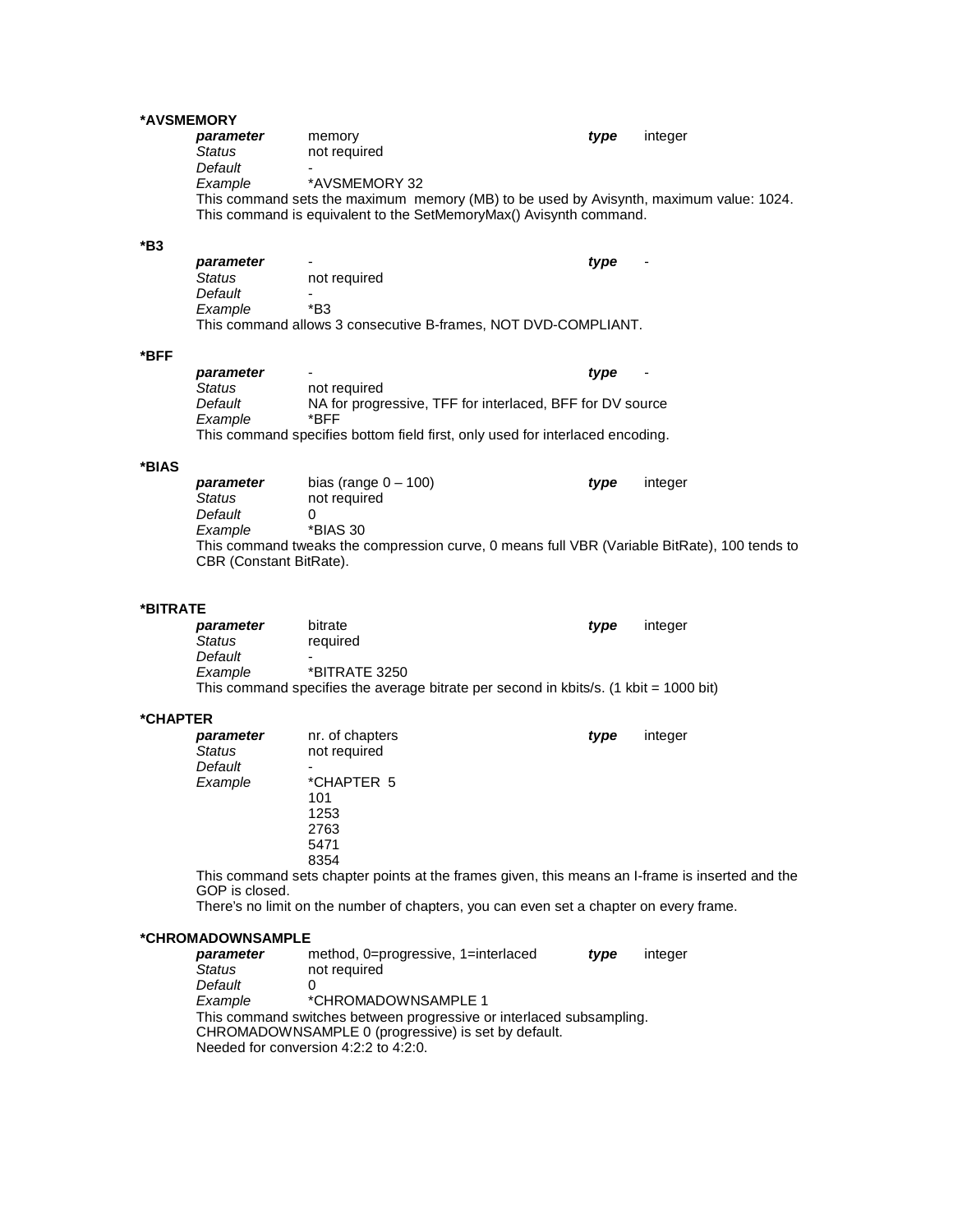## *AVSMEMORY

| | | | |
|---|---|---|---|
| ***parameter*** | memory | ***type*** | integer |
| *Status* | not required | | |
| *Default* | - | | |
| *Example* | *AVSMEMORY 32 | | |

This command sets the maximum memory (MB) to be used by Avisynth, maximum value: 1024.
This command is equivalent to the SetMemoryMax() Avisynth command.

## *B3

| | | | |
|---|---|---|---|
| ***parameter*** | - | ***type*** | - |
| *Status* | not required | | |
| *Default* | - | | |
| *Example* | *B3 | | |

This command allows 3 consecutive B-frames, NOT DVD-COMPLIANT.

## *BFF

| | | | |
|---|---|---|---|
| ***parameter*** | - | ***type*** | - |
| *Status* | not required | | |
| *Default* | NA for progressive, TFF for interlaced, BFF for DV source | | |
| *Example* | *BFF | | |

This command specifies bottom field first, only used for interlaced encoding.

## *BIAS

| | | | |
|---|---|---|---|
| ***parameter*** | bias (range 0 – 100) | ***type*** | integer |
| *Status* | not required | | |
| *Default* | 0 | | |
| *Example* | *BIAS 30 | | |

This command tweaks the compression curve, 0 means full VBR (Variable BitRate), 100 tends to CBR (Constant BitRate).

## *BITRATE

| | | | |
|---|---|---|---|
| ***parameter*** | bitrate | ***type*** | integer |
| *Status* | required | | |
| *Default* | - | | |
| *Example* | *BITRATE 3250 | | |

This command specifies the average bitrate per second in kbits/s. (1 kbit = 1000 bit)

## *CHAPTER

| | | | |
|---|---|---|---|
| ***parameter*** | nr. of chapters | ***type*** | integer |
| *Status* | not required | | |
| *Default* | - | | |
| *Example* | *CHAPTER 5 | | |

```
*CHAPTER 5
101
1253
2763
5471
8354
```

This command sets chapter points at the frames given, this means an I-frame is inserted and the GOP is closed.
There's no limit on the number of chapters, you can even set a chapter on every frame.

## *CHROMADOWNSAMPLE

| | | | |
|---|---|---|---|
| ***parameter*** | method, 0=progressive, 1=interlaced | ***type*** | integer |
| *Status* | not required | | |
| *Default* | 0 | | |
| *Example* | *CHROMADOWNSAMPLE 1 | | |

This command switches between progressive or interlaced subsampling.
CHROMADOWNSAMPLE 0 (progressive) is set by default.
Needed for conversion 4:2:2 to 4:2:0.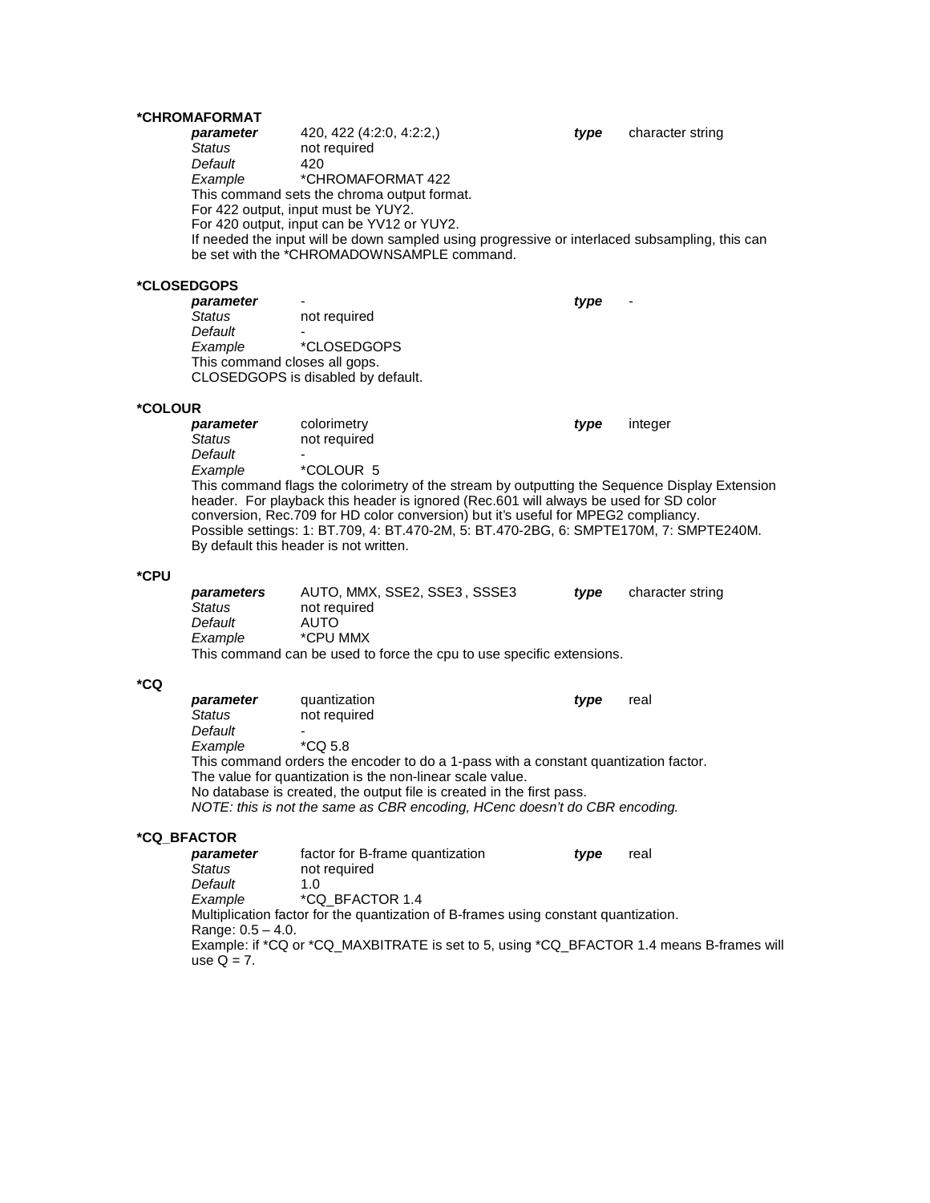**\*CHROMAFORMAT**

| | | | |
|---|---|---|---|
| ***parameter*** | 420, 422 (4:2:0, 4:2:2,) | ***type*** | character string |
| *Status* | not required | | |
| *Default* | 420 | | |
| *Example* | *CHROMAFORMAT 422 | | |

This command sets the chroma output format.
For 422 output, input must be YUY2.
For 420 output, input can be YV12 or YUY2.
If needed the input will be down sampled using progressive or interlaced subsampling, this can be set with the *CHROMADOWNSAMPLE command.

**\*CLOSEDGOPS**

| | | | |
|---|---|---|---|
| ***parameter*** | - | ***type*** | - |
| *Status* | not required | | |
| *Default* | - | | |
| *Example* | *CLOSEDGOPS | | |

This command closes all gops.
CLOSEDGOPS is disabled by default.

**\*COLOUR**

| | | | |
|---|---|---|---|
| ***parameter*** | colorimetry | ***type*** | integer |
| *Status* | not required | | |
| *Default* | - | | |
| *Example* | *COLOUR 5 | | |

This command flags the colorimetry of the stream by outputting the Sequence Display Extension header. For playback this header is ignored (Rec.601 will always be used for SD color conversion, Rec.709 for HD color conversion) but it's useful for MPEG2 compliancy.
Possible settings: 1: BT.709, 4: BT.470-2M, 5: BT.470-2BG, 6: SMPTE170M, 7: SMPTE240M.
By default this header is not written.

**\*CPU**

| | | | |
|---|---|---|---|
| ***parameters*** | AUTO, MMX, SSE2, SSE3 , SSSE3 | ***type*** | character string |
| *Status* | not required | | |
| *Default* | AUTO | | |
| *Example* | *CPU MMX | | |

This command can be used to force the cpu to use specific extensions.

**\*CQ**

| | | | |
|---|---|---|---|
| ***parameter*** | quantization | ***type*** | real |
| *Status* | not required | | |
| *Default* | - | | |
| *Example* | *CQ 5.8 | | |

This command orders the encoder to do a 1-pass with a constant quantization factor.
The value for quantization is the non-linear scale value.
No database is created, the output file is created in the first pass.
*NOTE: this is not the same as CBR encoding, HCenc doesn't do CBR encoding.*

**\*CQ_BFACTOR**

| | | | |
|---|---|---|---|
| ***parameter*** | factor for B-frame quantization | ***type*** | real |
| *Status* | not required | | |
| *Default* | 1.0 | | |
| *Example* | *CQ_BFACTOR 1.4 | | |

Multiplication factor for the quantization of B-frames using constant quantization.
Range: 0.5 – 4.0.
Example: if *CQ or *CQ_MAXBITRATE is set to 5, using *CQ_BFACTOR 1.4 means B-frames will use Q = 7.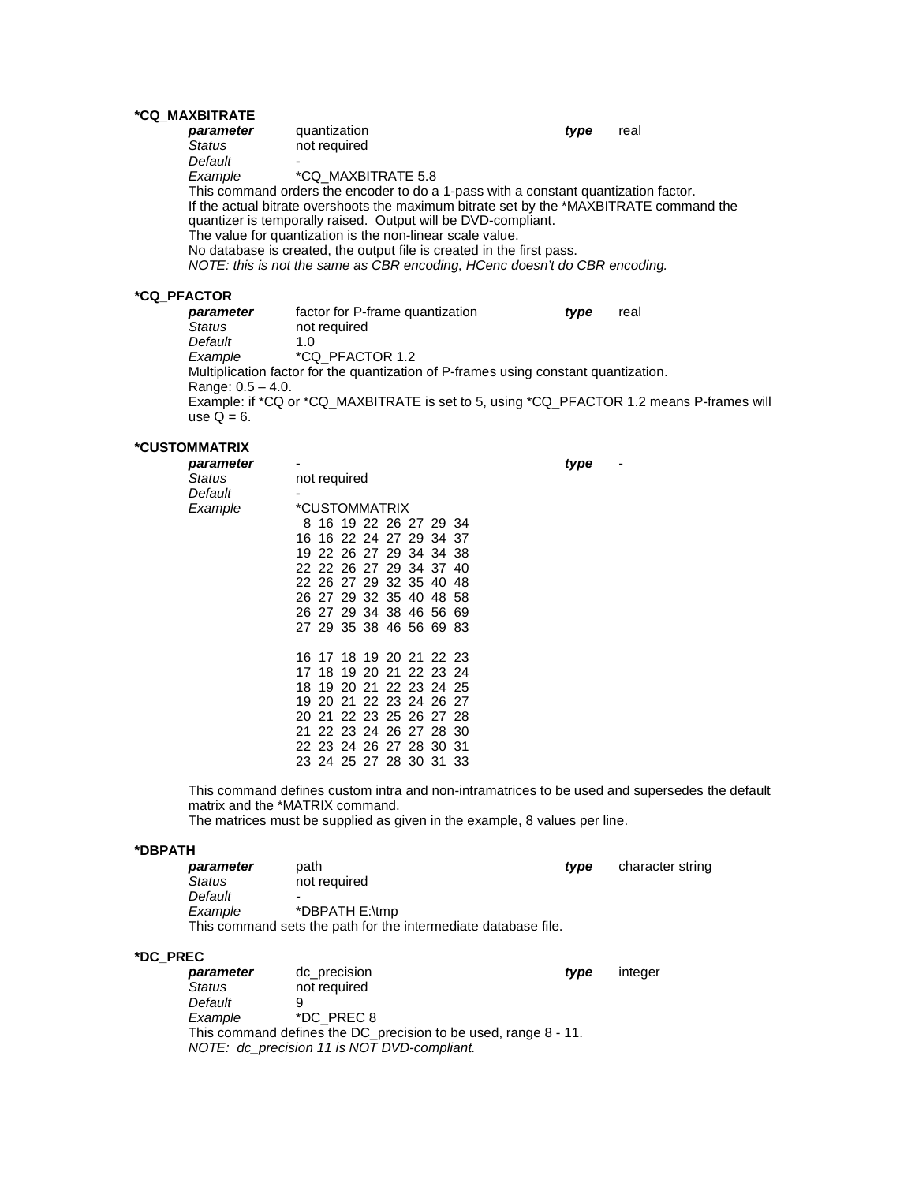### *CQ_MAXBITRATE

| | | | |
|---|---|---|---|
| ***parameter*** | quantization | ***type*** | real |
| *Status* | not required | | |
| *Default* | - | | |
| *Example* | *CQ_MAXBITRATE 5.8 | | |

This command orders the encoder to do a 1-pass with a constant quantization factor.
If the actual bitrate overshoots the maximum bitrate set by the *MAXBITRATE command the quantizer is temporally raised. Output will be DVD-compliant.
The value for quantization is the non-linear scale value.
No database is created, the output file is created in the first pass.
*NOTE: this is not the same as CBR encoding, HCenc doesn't do CBR encoding.*

### *CQ_PFACTOR

| | | | |
|---|---|---|---|
| ***parameter*** | factor for P-frame quantization | ***type*** | real |
| *Status* | not required | | |
| *Default* | 1.0 | | |
| *Example* | *CQ_PFACTOR 1.2 | | |

Multiplication factor for the quantization of P-frames using constant quantization.
Range: 0.5 – 4.0.
Example: if *CQ or *CQ_MAXBITRATE is set to 5, using *CQ_PFACTOR 1.2 means P-frames will use Q = 6.

### *CUSTOMMATRIX

| | | | |
|---|---|---|---|
| ***parameter*** | - | ***type*** | - |
| *Status* | not required | | |
| *Default* | - | | |
| *Example* | *CUSTOMMATRIX | | |

```
 8 16 19 22 26 27 29 34
16 16 22 24 27 29 34 37
19 22 26 27 29 34 34 38
22 22 26 27 29 34 37 40
22 26 27 29 32 35 40 48
26 27 29 32 35 40 48 58
26 27 29 34 38 46 56 69
27 29 35 38 46 56 69 83

16 17 18 19 20 21 22 23
17 18 19 20 21 22 23 24
18 19 20 21 22 23 24 25
19 20 21 22 23 24 26 27
20 21 22 23 25 26 27 28
21 22 23 24 26 27 28 30
22 23 24 26 27 28 30 31
23 24 25 27 28 30 31 33
```

This command defines custom intra and non-intramatrices to be used and supersedes the default matrix and the *MATRIX command.
The matrices must be supplied as given in the example, 8 values per line.

### *DBPATH

| | | | |
|---|---|---|---|
| ***parameter*** | path | ***type*** | character string |
| *Status* | not required | | |
| *Default* | - | | |
| *Example* | *DBPATH E:\tmp | | |

This command sets the path for the intermediate database file.

### *DC_PREC

| | | | |
|---|---|---|---|
| ***parameter*** | dc_precision | ***type*** | integer |
| *Status* | not required | | |
| *Default* | 9 | | |
| *Example* | *DC_PREC 8 | | |

This command defines the DC_precision to be used, range 8 - 11.
*NOTE: dc_precision 11 is NOT DVD-compliant.*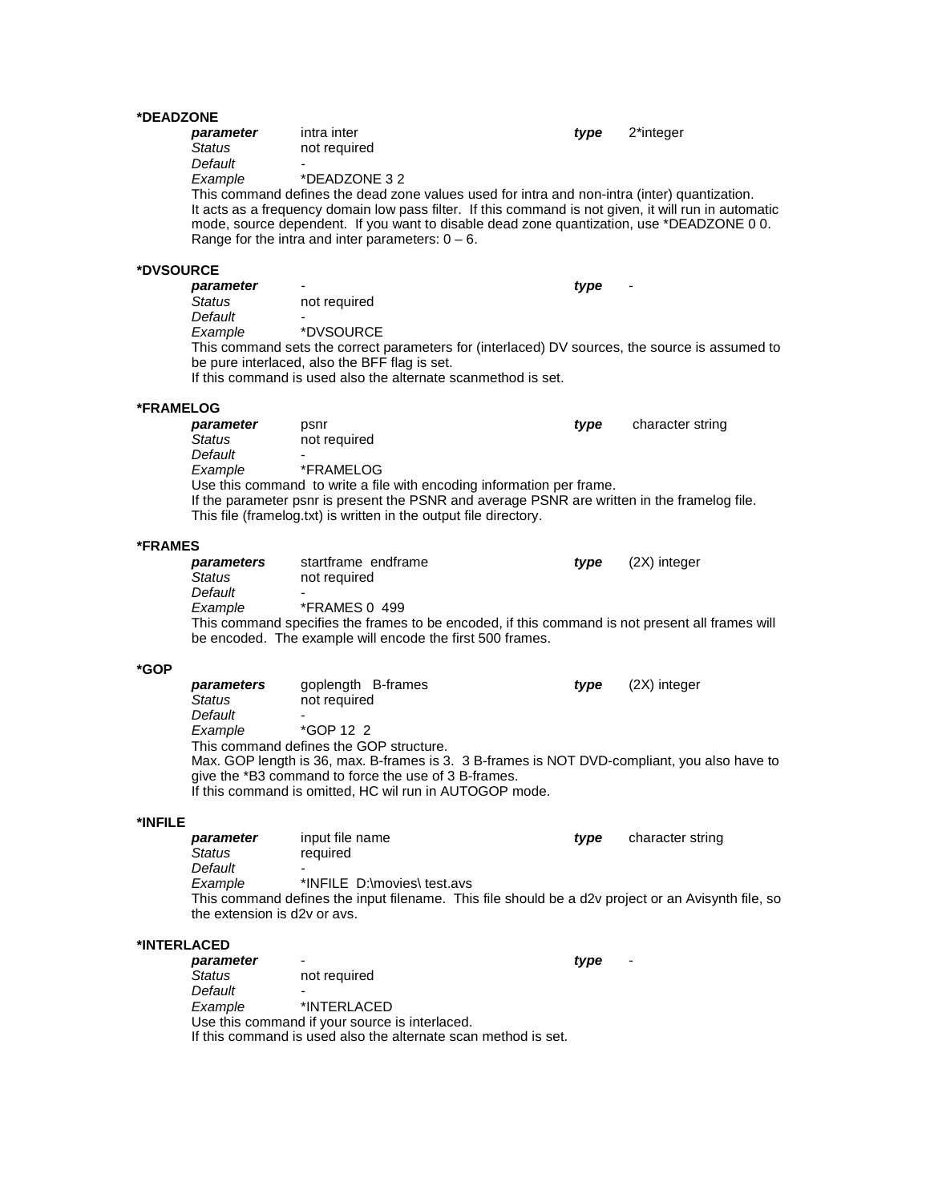**\*DEADZONE**

| | | | |
|---|---|---|---|
| ***parameter*** | intra inter | ***type*** | 2*integer |
| *Status* | not required | | |
| *Default* | - | | |
| *Example* | *DEADZONE 3 2 | | |

This command defines the dead zone values used for intra and non-intra (inter) quantization. It acts as a frequency domain low pass filter. If this command is not given, it will run in automatic mode, source dependent. If you want to disable dead zone quantization, use *DEADZONE 0 0. Range for the intra and inter parameters: 0 – 6.

**\*DVSOURCE**

| | | | |
|---|---|---|---|
| ***parameter*** | - | ***type*** | - |
| *Status* | not required | | |
| *Default* | - | | |
| *Example* | *DVSOURCE | | |

This command sets the correct parameters for (interlaced) DV sources, the source is assumed to be pure interlaced, also the BFF flag is set.
If this command is used also the alternate scanmethod is set.

**\*FRAMELOG**

| | | | |
|---|---|---|---|
| ***parameter*** | psnr | ***type*** | character string |
| *Status* | not required | | |
| *Default* | - | | |
| *Example* | *FRAMELOG | | |

Use this command to write a file with encoding information per frame.
If the parameter psnr is present the PSNR and average PSNR are written in the framelog file.
This file (framelog.txt) is written in the output file directory.

**\*FRAMES**

| | | | |
|---|---|---|---|
| ***parameters*** | startframe endframe | ***type*** | (2X) integer |
| *Status* | not required | | |
| *Default* | - | | |
| *Example* | *FRAMES 0 499 | | |

This command specifies the frames to be encoded, if this command is not present all frames will be encoded. The example will encode the first 500 frames.

**\*GOP**

| | | | |
|---|---|---|---|
| ***parameters*** | goplength B-frames | ***type*** | (2X) integer |
| *Status* | not required | | |
| *Default* | - | | |
| *Example* | *GOP 12 2 | | |

This command defines the GOP structure.
Max. GOP length is 36, max. B-frames is 3. 3 B-frames is NOT DVD-compliant, you also have to give the *B3 command to force the use of 3 B-frames.
If this command is omitted, HC wil run in AUTOGOP mode.

**\*INFILE**

| | | | |
|---|---|---|---|
| ***parameter*** | input file name | ***type*** | character string |
| *Status* | required | | |
| *Default* | - | | |
| *Example* | *INFILE D:\movies\ test.avs | | |

This command defines the input filename. This file should be a d2v project or an Avisynth file, so the extension is d2v or avs.

**\*INTERLACED**

| | | | |
|---|---|---|---|
| ***parameter*** | - | ***type*** | - |
| *Status* | not required | | |
| *Default* | - | | |
| *Example* | *INTERLACED | | |

Use this command if your source is interlaced.
If this command is used also the alternate scan method is set.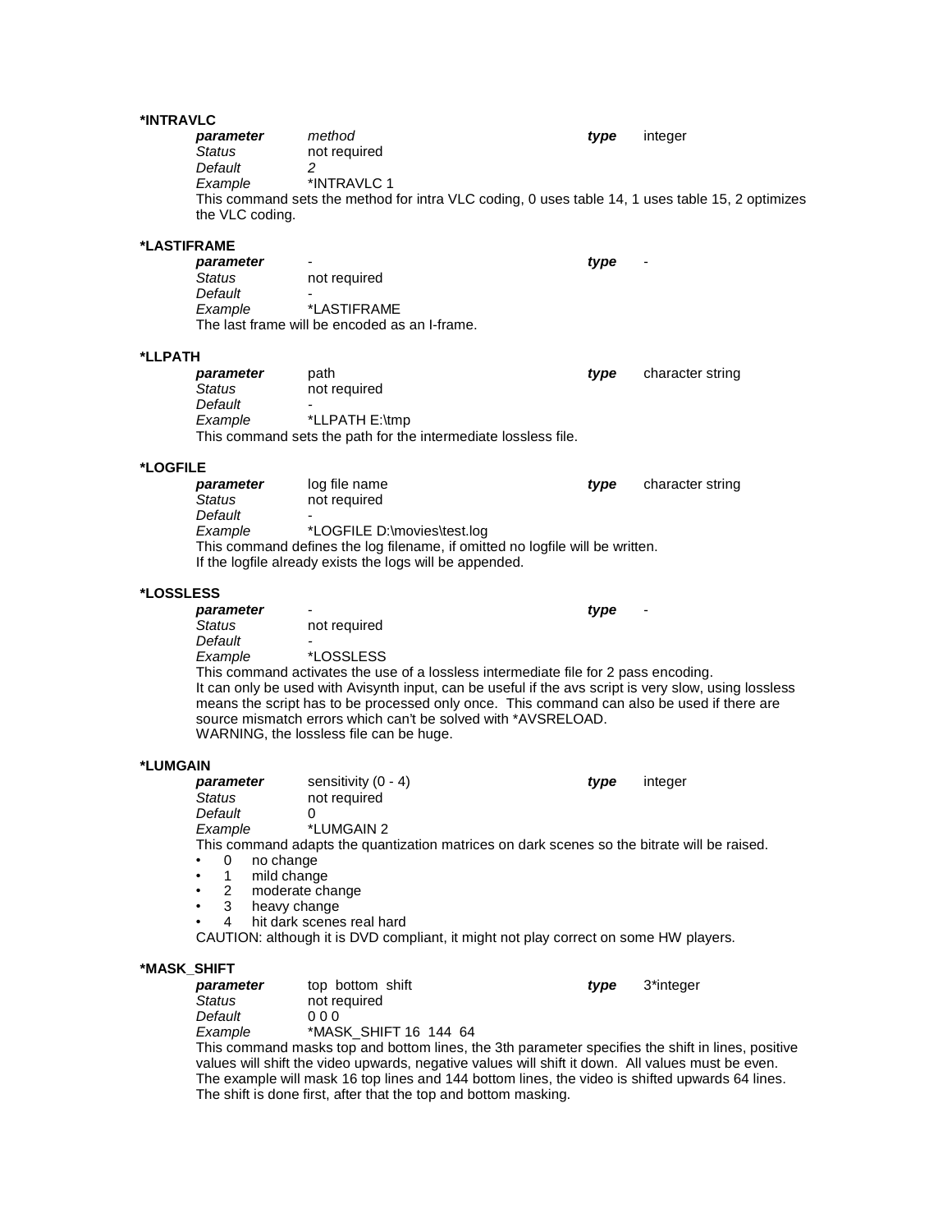**\*INTRAVLC**

| | | | |
|---|---|---|---|
| ***parameter*** | *method* | ***type*** | integer |
| *Status* | not required | | |
| *Default* | *2* | | |
| *Example* | *INTRAVLC 1 | | |

This command sets the method for intra VLC coding, 0 uses table 14, 1 uses table 15, 2 optimizes the VLC coding.

**\*LASTIFRAME**

| | | | |
|---|---|---|---|
| ***parameter*** | - | ***type*** | - |
| *Status* | not required | | |
| *Default* | - | | |
| *Example* | *LASTIFRAME | | |

The last frame will be encoded as an I-frame.

**\*LLPATH**

| | | | |
|---|---|---|---|
| ***parameter*** | path | ***type*** | character string |
| *Status* | not required | | |
| *Default* | - | | |
| *Example* | *LLPATH E:\tmp | | |

This command sets the path for the intermediate lossless file.

**\*LOGFILE**

| | | | |
|---|---|---|---|
| ***parameter*** | log file name | ***type*** | character string |
| *Status* | not required | | |
| *Default* | - | | |
| *Example* | *LOGFILE D:\movies\test.log | | |

This command defines the log filename, if omitted no logfile will be written.
If the logfile already exists the logs will be appended.

**\*LOSSLESS**

| | | | |
|---|---|---|---|
| ***parameter*** | - | ***type*** | - |
| *Status* | not required | | |
| *Default* | - | | |
| *Example* | *LOSSLESS | | |

This command activates the use of a lossless intermediate file for 2 pass encoding.
It can only be used with Avisynth input, can be useful if the avs script is very slow, using lossless means the script has to be processed only once. This command can also be used if there are source mismatch errors which can't be solved with *AVSRELOAD.
WARNING, the lossless file can be huge.

**\*LUMGAIN**

| | | | |
|---|---|---|---|
| ***parameter*** | sensitivity (0 - 4) | ***type*** | integer |
| *Status* | not required | | |
| *Default* | 0 | | |
| *Example* | *LUMGAIN 2 | | |

This command adapts the quantization matrices on dark scenes so the bitrate will be raised.

- 0 no change
- 1 mild change
- 2 moderate change
- 3 heavy change
- 4 hit dark scenes real hard

CAUTION: although it is DVD compliant, it might not play correct on some HW players.

**\*MASK_SHIFT**

| | | | |
|---|---|---|---|
| ***parameter*** | top bottom shift | ***type*** | 3*integer |
| *Status* | not required | | |
| *Default* | 0 0 0 | | |
| *Example* | *MASK_SHIFT 16 144 64 | | |

This command masks top and bottom lines, the 3th parameter specifies the shift in lines, positive values will shift the video upwards, negative values will shift it down. All values must be even.
The example will mask 16 top lines and 144 bottom lines, the video is shifted upwards 64 lines.
The shift is done first, after that the top and bottom masking.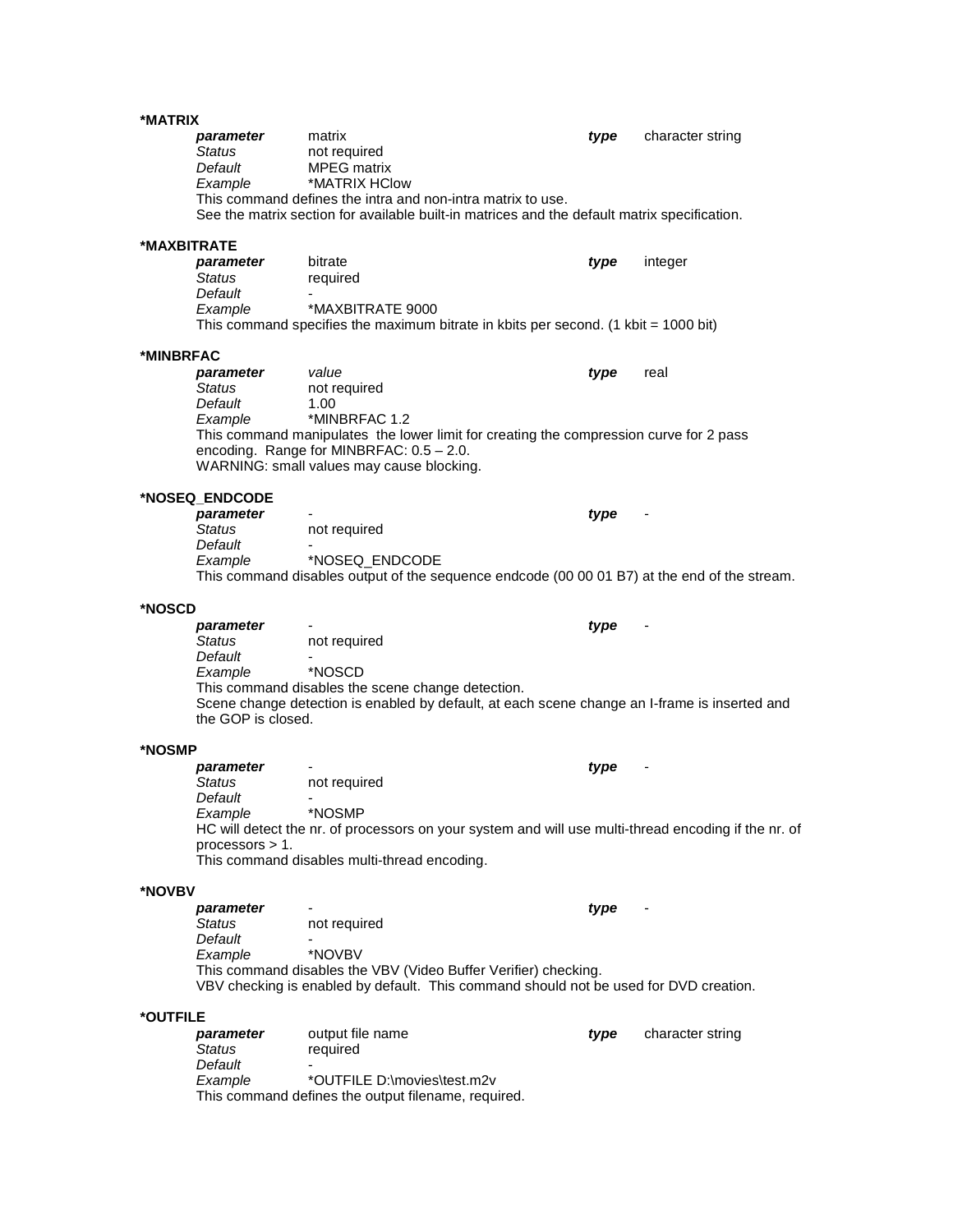**\*MATRIX**

| | | | |
|---|---|---|---|
| ***parameter*** | matrix | ***type*** | character string |
| *Status* | not required | | |
| *Default* | MPEG matrix | | |
| *Example* | *MATRIX HClow | | |

This command defines the intra and non-intra matrix to use.
See the matrix section for available built-in matrices and the default matrix specification.

**\*MAXBITRATE**

| | | | |
|---|---|---|---|
| ***parameter*** | bitrate | ***type*** | integer |
| *Status* | required | | |
| *Default* | - | | |
| *Example* | *MAXBITRATE 9000 | | |

This command specifies the maximum bitrate in kbits per second. (1 kbit = 1000 bit)

**\*MINBRFAC**

| | | | |
|---|---|---|---|
| ***parameter*** | *value* | ***type*** | real |
| *Status* | not required | | |
| *Default* | 1.00 | | |
| *Example* | *MINBRFAC 1.2 | | |

This command manipulates the lower limit for creating the compression curve for 2 pass encoding. Range for MINBRFAC: 0.5 – 2.0.
WARNING: small values may cause blocking.

**\*NOSEQ_ENDCODE**

| | | | |
|---|---|---|---|
| ***parameter*** | - | ***type*** | - |
| *Status* | not required | | |
| *Default* | - | | |
| *Example* | *NOSEQ_ENDCODE | | |

This command disables output of the sequence endcode (00 00 01 B7) at the end of the stream.

**\*NOSCD**

| | | | |
|---|---|---|---|
| ***parameter*** | - | ***type*** | - |
| *Status* | not required | | |
| *Default* | - | | |
| *Example* | *NOSCD | | |

This command disables the scene change detection.
Scene change detection is enabled by default, at each scene change an I-frame is inserted and the GOP is closed.

**\*NOSMP**

| | | | |
|---|---|---|---|
| ***parameter*** | - | ***type*** | - |
| *Status* | not required | | |
| *Default* | - | | |
| *Example* | *NOSMP | | |

HC will detect the nr. of processors on your system and will use multi-thread encoding if the nr. of processors > 1.
This command disables multi-thread encoding.

**\*NOVBV**

| | | | |
|---|---|---|---|
| ***parameter*** | - | ***type*** | - |
| *Status* | not required | | |
| *Default* | - | | |
| *Example* | *NOVBV | | |

This command disables the VBV (Video Buffer Verifier) checking.
VBV checking is enabled by default. This command should not be used for DVD creation.

**\*OUTFILE**

| | | | |
|---|---|---|---|
| ***parameter*** | output file name | ***type*** | character string |
| *Status* | required | | |
| *Default* | - | | |
| *Example* | *OUTFILE D:\movies\test.m2v | | |

This command defines the output filename, required.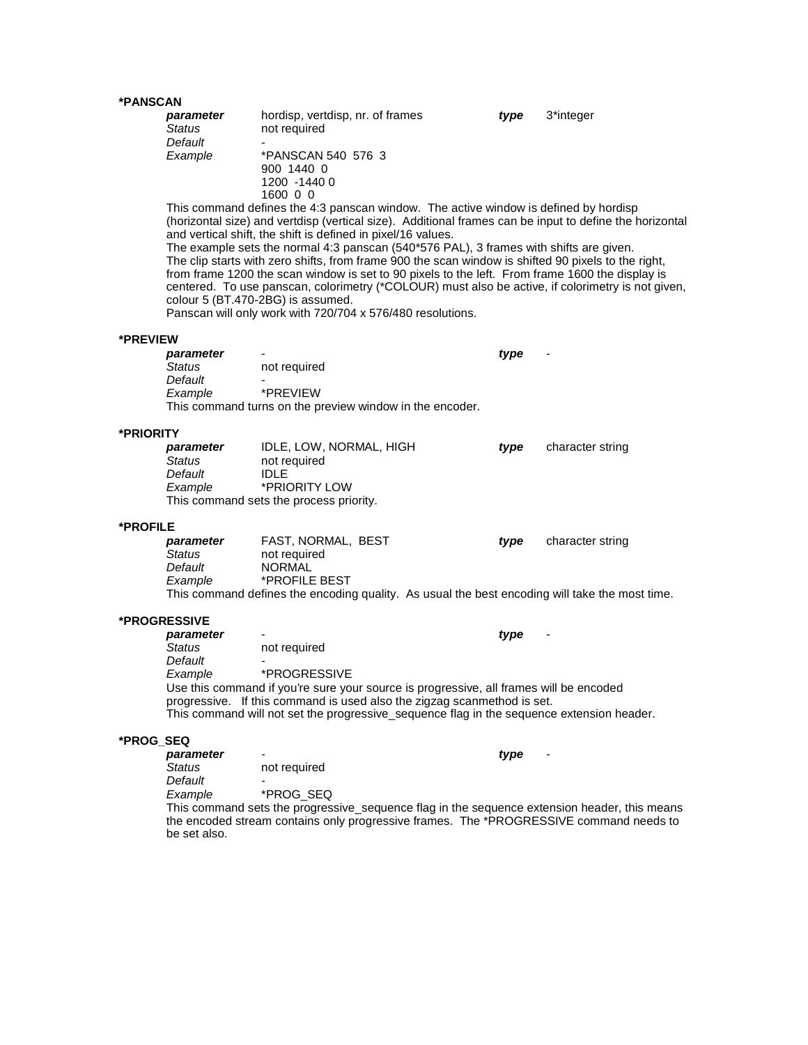### *PANSCAN

| | | | |
|---|---|---|---|
| ***parameter*** | hordisp, vertdisp, nr. of frames | ***type*** | 3*integer |
| *Status* | not required | | |
| *Default* | - | | |
| *Example* | *PANSCAN 540 576 3<br>900 1440 0<br>1200 -1440 0<br>1600 0 0 | | |

This command defines the 4:3 panscan window. The active window is defined by hordisp (horizontal size) and vertdisp (vertical size). Additional frames can be input to define the horizontal and vertical shift, the shift is defined in pixel/16 values.
The example sets the normal 4:3 panscan (540*576 PAL), 3 frames with shifts are given.
The clip starts with zero shifts, from frame 900 the scan window is shifted 90 pixels to the right, from frame 1200 the scan window is set to 90 pixels to the left. From frame 1600 the display is centered. To use panscan, colorimetry (*COLOUR) must also be active, if colorimetry is not given, colour 5 (BT.470-2BG) is assumed.
Panscan will only work with 720/704 x 576/480 resolutions.

### *PREVIEW

| | | | |
|---|---|---|---|
| ***parameter*** | - | ***type*** | - |
| *Status* | not required | | |
| *Default* | - | | |
| *Example* | *PREVIEW | | |

This command turns on the preview window in the encoder.

### *PRIORITY

| | | | |
|---|---|---|---|
| ***parameter*** | IDLE, LOW, NORMAL, HIGH | ***type*** | character string |
| *Status* | not required | | |
| *Default* | IDLE | | |
| *Example* | *PRIORITY LOW | | |

This command sets the process priority.

### *PROFILE

| | | | |
|---|---|---|---|
| ***parameter*** | FAST, NORMAL, BEST | ***type*** | character string |
| *Status* | not required | | |
| *Default* | NORMAL | | |
| *Example* | *PROFILE BEST | | |

This command defines the encoding quality. As usual the best encoding will take the most time.

### *PROGRESSIVE

| | | | |
|---|---|---|---|
| ***parameter*** | - | ***type*** | - |
| *Status* | not required | | |
| *Default* | - | | |
| *Example* | *PROGRESSIVE | | |

Use this command if you're sure your source is progressive, all frames will be encoded progressive. If this command is used also the zigzag scanmethod is set.
This command will not set the progressive_sequence flag in the sequence extension header.

### *PROG_SEQ

| | | | |
|---|---|---|---|
| ***parameter*** | - | ***type*** | - |
| *Status* | not required | | |
| *Default* | - | | |
| *Example* | *PROG_SEQ | | |

This command sets the progressive_sequence flag in the sequence extension header, this means the encoded stream contains only progressive frames. The *PROGRESSIVE command needs to be set also.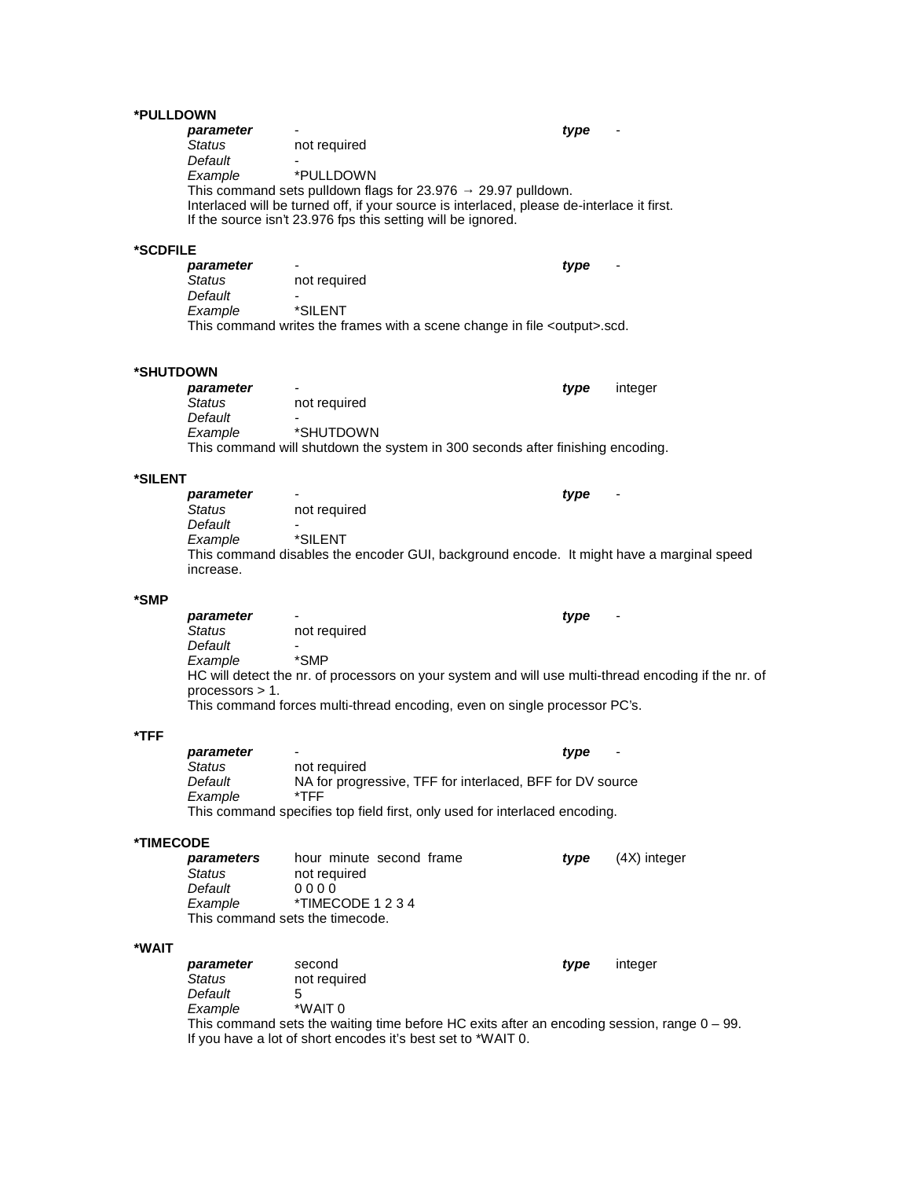**\*PULLDOWN**

| | | | |
|---|---|---|---|
| ***parameter*** | - | ***type*** | - |
| *Status* | not required | | |
| *Default* | - | | |
| *Example* | *PULLDOWN | | |

This command sets pulldown flags for 23.976 → 29.97 pulldown.
Interlaced will be turned off, if your source is interlaced, please de-interlace it first.
If the source isn't 23.976 fps this setting will be ignored.

**\*SCDFILE**

| | | | |
|---|---|---|---|
| ***parameter*** | - | ***type*** | - |
| *Status* | not required | | |
| *Default* | - | | |
| *Example* | *SILENT | | |

This command writes the frames with a scene change in file <output>.scd.

**\*SHUTDOWN**

| | | | |
|---|---|---|---|
| ***parameter*** | - | ***type*** | integer |
| *Status* | not required | | |
| *Default* | - | | |
| *Example* | *SHUTDOWN | | |

This command will shutdown the system in 300 seconds after finishing encoding.

**\*SILENT**

| | | | |
|---|---|---|---|
| ***parameter*** | - | ***type*** | - |
| *Status* | not required | | |
| *Default* | - | | |
| *Example* | *SILENT | | |

This command disables the encoder GUI, background encode. It might have a marginal speed increase.

**\*SMP**

| | | | |
|---|---|---|---|
| ***parameter*** | - | ***type*** | - |
| *Status* | not required | | |
| *Default* | - | | |
| *Example* | *SMP | | |

HC will detect the nr. of processors on your system and will use multi-thread encoding if the nr. of processors > 1.
This command forces multi-thread encoding, even on single processor PC's.

**\*TFF**

| | | | |
|---|---|---|---|
| ***parameter*** | - | ***type*** | - |
| *Status* | not required | | |
| *Default* | NA for progressive, TFF for interlaced, BFF for DV source | | |
| *Example* | *TFF | | |

This command specifies top field first, only used for interlaced encoding.

**\*TIMECODE**

| | | | |
|---|---|---|---|
| ***parameters*** | hour minute second frame | ***type*** | (4X) integer |
| *Status* | not required | | |
| *Default* | 0 0 0 0 | | |
| *Example* | *TIMECODE 1 2 3 4 | | |

This command sets the timecode.

**\*WAIT**

| | | | |
|---|---|---|---|
| ***parameter*** | second | ***type*** | integer |
| *Status* | not required | | |
| *Default* | 5 | | |
| *Example* | *WAIT 0 | | |

This command sets the waiting time before HC exits after an encoding session, range 0 – 99.
If you have a lot of short encodes it's best set to *WAIT 0.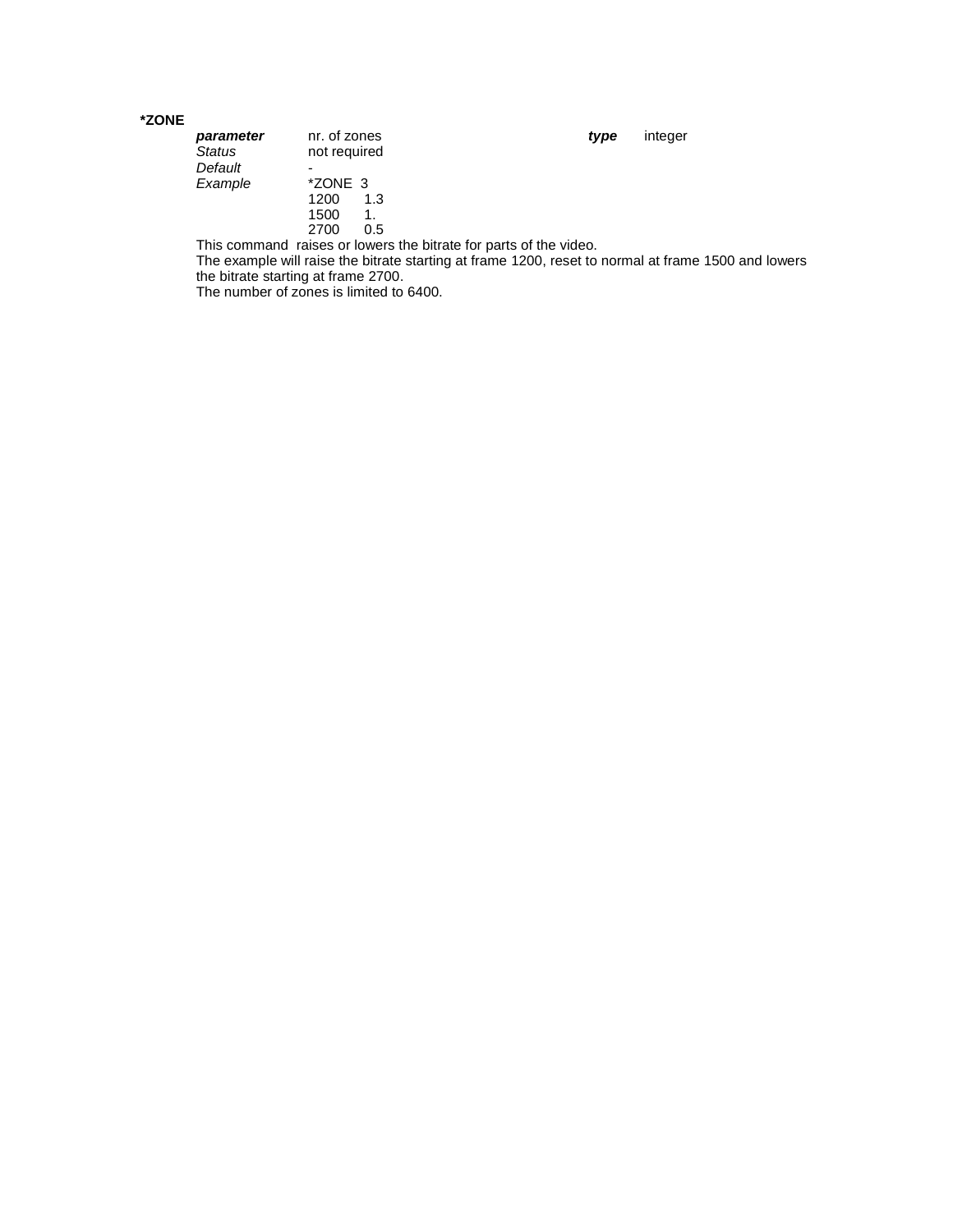**\*ZONE**

| | | | |
|---|---|---|---|
| ***parameter*** | nr. of zones | ***type*** | integer |
| *Status* | not required | | |
| *Default* | - | | |
| *Example* | \*ZONE 3 | | |

```
*ZONE 3
1200    1.3
1500    1.
2700    0.5
```

This command raises or lowers the bitrate for parts of the video.
The example will raise the bitrate starting at frame 1200, reset to normal at frame 1500 and lowers the bitrate starting at frame 2700.
The number of zones is limited to 6400.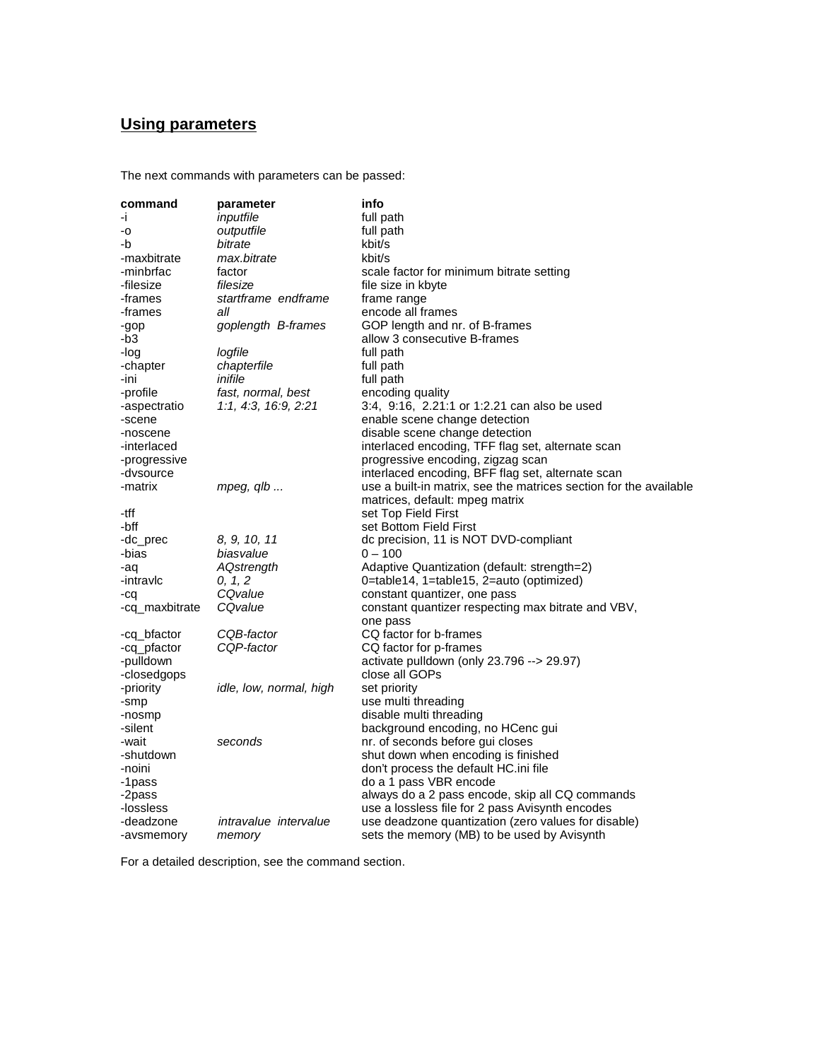## Using parameters

The next commands with parameters can be passed:

| command | parameter | info |
|---|---|---|
| -i | *inputfile* | full path |
| -o | *outputfile* | full path |
| -b | *bitrate* | kbit/s |
| -maxbitrate | *max.bitrate* | kbit/s |
| -minbrfac | factor | scale factor for minimum bitrate setting |
| -filesize | *filesize* | file size in kbyte |
| -frames | *startframe endframe* | frame range |
| -frames | *all* | encode all frames |
| -gop | *goplength B-frames* | GOP length and nr. of B-frames |
| -b3 | | allow 3 consecutive B-frames |
| -log | *logfile* | full path |
| -chapter | *chapterfile* | full path |
| -ini | *inifile* | full path |
| -profile | *fast, normal, best* | encoding quality |
| -aspectratio | *1:1, 4:3, 16:9, 2:21* | 3:4, 9:16, 2.21:1 or 1:2.21 can also be used |
| -scene | | enable scene change detection |
| -noscene | | disable scene change detection |
| -interlaced | | interlaced encoding, TFF flag set, alternate scan |
| -progressive | | progressive encoding, zigzag scan |
| -dvsource | | interlaced encoding, BFF flag set, alternate scan |
| -matrix | *mpeg, qlb ...* | use a built-in matrix, see the matrices section for the available matrices, default: mpeg matrix |
| -tff | | set Top Field First |
| -bff | | set Bottom Field First |
| -dc_prec | *8, 9, 10, 11* | dc precision, 11 is NOT DVD-compliant |
| -bias | *biasvalue* | 0 – 100 |
| -aq | *AQstrength* | Adaptive Quantization (default: strength=2) |
| -intravlc | *0, 1, 2* | 0=table14, 1=table15, 2=auto (optimized) |
| -cq | *CQvalue* | constant quantizer, one pass |
| -cq_maxbitrate | *CQvalue* | constant quantizer respecting max bitrate and VBV, one pass |
| -cq_bfactor | *CQB-factor* | CQ factor for b-frames |
| -cq_pfactor | *CQP-factor* | CQ factor for p-frames |
| -pulldown | | activate pulldown (only 23.796 --> 29.97) |
| -closedgops | | close all GOPs |
| -priority | *idle, low, normal, high* | set priority |
| -smp | | use multi threading |
| -nosmp | | disable multi threading |
| -silent | | background encoding, no HCenc gui |
| -wait | *seconds* | nr. of seconds before gui closes |
| -shutdown | | shut down when encoding is finished |
| -noini | | don't process the default HC.ini file |
| -1pass | | do a 1 pass VBR encode |
| -2pass | | always do a 2 pass encode, skip all CQ commands |
| -lossless | | use a lossless file for 2 pass Avisynth encodes |
| -deadzone | *intravalue intervalue* | use deadzone quantization (zero values for disable) |
| -avsmemory | *memory* | sets the memory (MB) to be used by Avisynth |

For a detailed description, see the command section.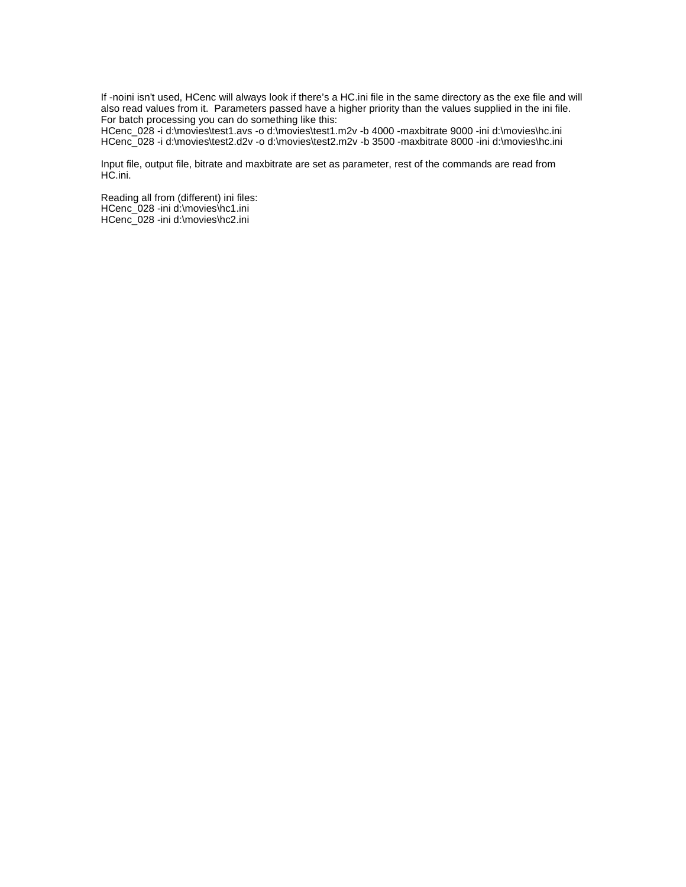If -noini isn't used, HCenc will always look if there's a HC.ini file in the same directory as the exe file and will also read values from it. Parameters passed have a higher priority than the values supplied in the ini file.
For batch processing you can do something like this:

```
HCenc_028 -i d:\movies\test1.avs -o d:\movies\test1.m2v -b 4000 -maxbitrate 9000 -ini d:\movies\hc.ini
HCenc_028 -i d:\movies\test2.d2v -o d:\movies\test2.m2v -b 3500 -maxbitrate 8000 -ini d:\movies\hc.ini
```

Input file, output file, bitrate and maxbitrate are set as parameter, rest of the commands are read from HC.ini.

Reading all from (different) ini files:

```
HCenc_028 -ini d:\movies\hc1.ini
HCenc_028 -ini d:\movies\hc2.ini
```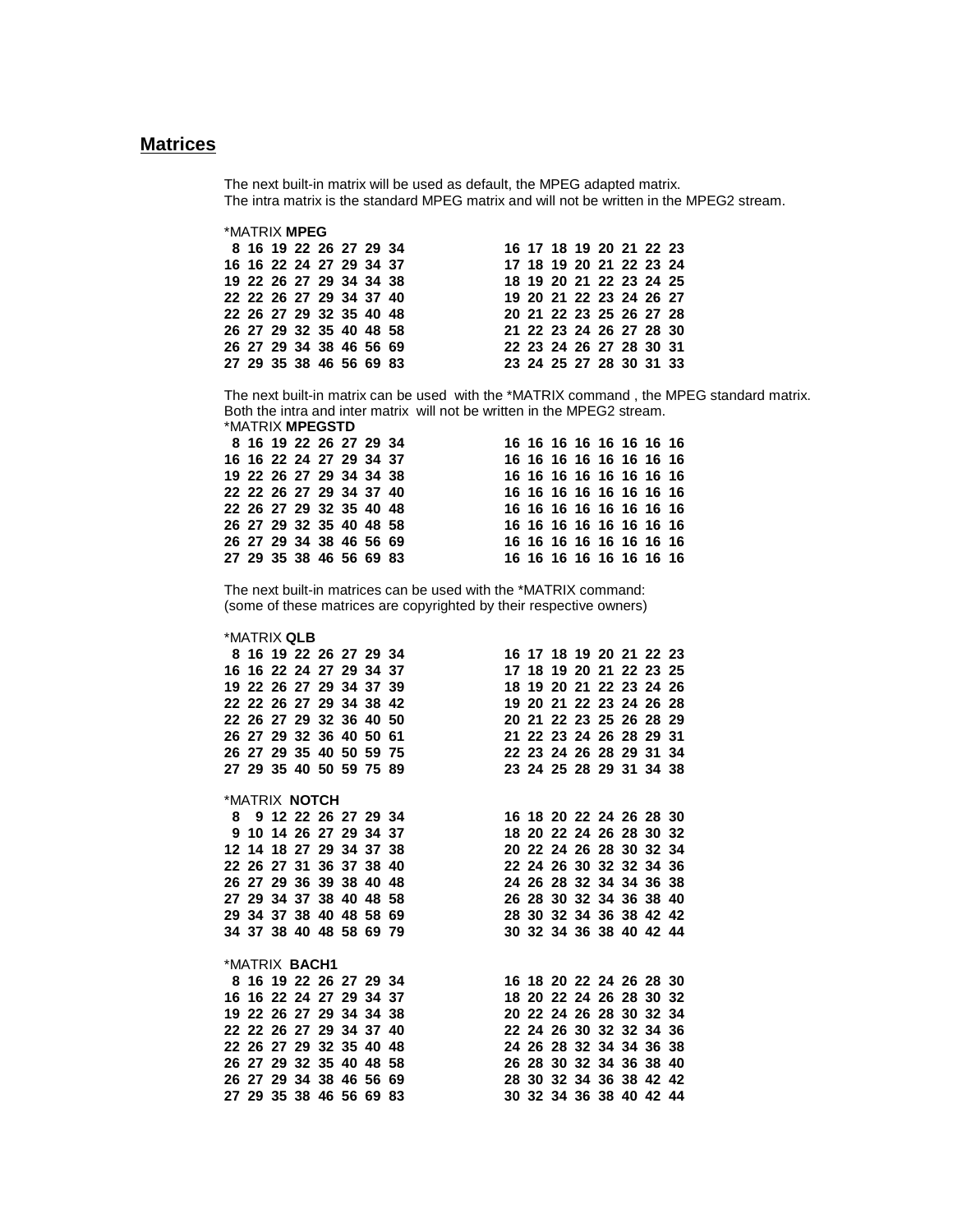## Matrices

The next built-in matrix will be used as default, the MPEG adapted matrix.
The intra matrix is the standard MPEG matrix and will not be written in the MPEG2 stream.

*MATRIX **MPEG**

```
 8 16 19 22 26 27 29 34          16 17 18 19 20 21 22 23
16 16 22 24 27 29 34 37          17 18 19 20 21 22 23 24
19 22 26 27 29 34 34 38          18 19 20 21 22 23 24 25
22 22 26 27 29 34 37 40          19 20 21 22 23 24 26 27
22 26 27 29 32 35 40 48          20 21 22 23 25 26 27 28
26 27 29 32 35 40 48 58          21 22 23 24 26 27 28 30
26 27 29 34 38 46 56 69          22 23 24 26 27 28 30 31
27 29 35 38 46 56 69 83          23 24 25 27 28 30 31 33
```

The next built-in matrix can be used with the *MATRIX command , the MPEG standard matrix.
Both the intra and inter matrix will not be written in the MPEG2 stream.

*MATRIX **MPEGSTD**

```
 8 16 19 22 26 27 29 34          16 16 16 16 16 16 16 16
16 16 22 24 27 29 34 37          16 16 16 16 16 16 16 16
19 22 26 27 29 34 34 38          16 16 16 16 16 16 16 16
22 22 26 27 29 34 37 40          16 16 16 16 16 16 16 16
22 26 27 29 32 35 40 48          16 16 16 16 16 16 16 16
26 27 29 32 35 40 48 58          16 16 16 16 16 16 16 16
26 27 29 34 38 46 56 69          16 16 16 16 16 16 16 16
27 29 35 38 46 56 69 83          16 16 16 16 16 16 16 16
```

The next built-in matrices can be used with the *MATRIX command:
(some of these matrices are copyrighted by their respective owners)

*MATRIX **QLB**

```
 8 16 19 22 26 27 29 34          16 17 18 19 20 21 22 23
16 16 22 24 27 29 34 37          17 18 19 20 21 22 23 25
19 22 26 27 29 34 37 39          18 19 20 21 22 23 24 26
22 22 26 27 29 34 38 42          19 20 21 22 23 24 26 28
22 26 27 29 32 36 40 50          20 21 22 23 25 26 28 29
26 27 29 32 36 40 50 61          21 22 23 24 26 28 29 31
26 27 29 35 40 50 59 75          22 23 24 26 28 29 31 34
27 29 35 40 50 59 75 89          23 24 25 28 29 31 34 38
```

*MATRIX **NOTCH**

```
 8  9 12 22 26 27 29 34          16 18 20 22 24 26 28 30
 9 10 14 26 27 29 34 37          18 20 22 24 26 28 30 32
12 14 18 27 29 34 37 38          20 22 24 26 28 30 32 34
22 26 27 31 36 37 38 40          22 24 26 30 32 32 34 36
26 27 29 36 39 38 40 48          24 26 28 32 34 34 36 38
27 29 34 37 38 40 48 58          26 28 30 32 34 36 38 40
29 34 37 38 40 48 58 69          28 30 32 34 36 38 42 42
34 37 38 40 48 58 69 79          30 32 34 36 38 40 42 44
```

*MATRIX **BACH1**

```
 8 16 19 22 26 27 29 34          16 18 20 22 24 26 28 30
16 16 22 24 27 29 34 37          18 20 22 24 26 28 30 32
19 22 26 27 29 34 34 38          20 22 24 26 28 30 32 34
22 22 26 27 29 34 37 40          22 24 26 30 32 32 34 36
22 26 27 29 32 35 40 48          24 26 28 32 34 34 36 38
26 27 29 32 35 40 48 58          26 28 30 32 34 36 38 40
26 27 29 34 38 46 56 69          28 30 32 34 36 38 42 42
27 29 35 38 46 56 69 83          30 32 34 36 38 40 42 44
```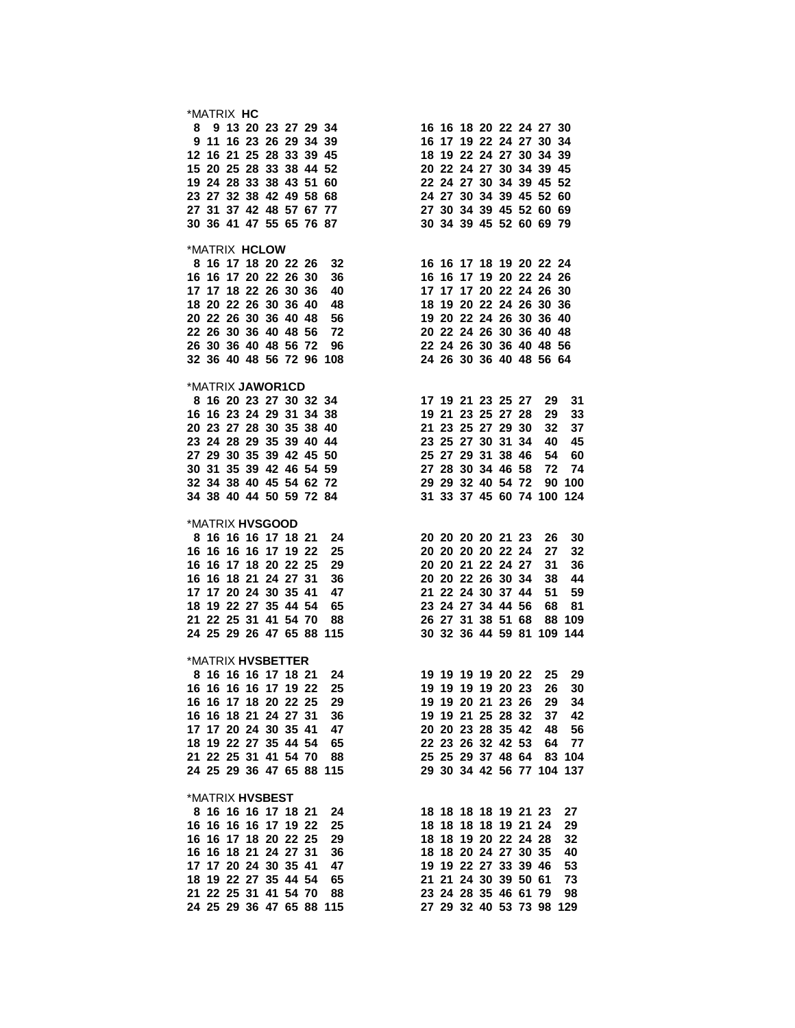```
*MATRIX HC
 8  9 13 20 23 27 29 34          16 16 18 20 22 24 27 30
 9 11 16 23 26 29 34 39          16 17 19 22 24 27 30 34
12 16 21 25 28 33 39 45          18 19 22 24 27 30 34 39
15 20 25 28 33 38 44 52          20 22 24 27 30 34 39 45
19 24 28 33 38 43 51 60          22 24 27 30 34 39 45 52
23 27 32 38 42 49 58 68          24 27 30 34 39 45 52 60
27 31 37 42 48 57 67 77          27 30 34 39 45 52 60 69
30 36 41 47 55 65 76 87          30 34 39 45 52 60 69 79

*MATRIX HCLOW
 8 16 17 18 20 22 26  32         16 16 17 18 19 20 22 24
16 16 17 20 22 26 30  36         16 16 17 19 20 22 24 26
17 17 18 22 26 30 36  40         17 17 17 20 22 24 26 30
18 20 22 26 30 36 40  48         18 19 20 22 24 26 30 36
20 22 26 30 36 40 48  56         19 20 22 24 26 30 36 40
22 26 30 36 40 48 56  72         20 22 24 26 30 36 40 48
26 30 36 40 48 56 72  96         22 24 26 30 36 40 48 56
32 36 40 48 56 72 96 108         24 26 30 36 40 48 56 64

*MATRIX JAWOR1CD
 8 16 20 23 27 30 32 34          17 19 21 23 25 27  29  31
16 16 23 24 29 31 34 38          19 21 23 25 27 28  29  33
20 23 27 28 30 35 38 40          21 23 25 27 29 30  32  37
23 24 28 29 35 39 40 44          23 25 27 30 31 34  40  45
27 29 30 35 39 42 45 50          25 27 29 31 38 46  54  60
30 31 35 39 42 46 54 59          27 28 30 34 46 58  72  74
32 34 38 40 45 54 62 72          29 29 32 40 54 72  90 100
34 38 40 44 50 59 72 84          31 33 37 45 60 74 100 124

*MATRIX HVSGOOD
 8 16 16 16 17 18 21  24         20 20 20 20 21 23  26  30
16 16 16 16 17 19 22  25         20 20 20 20 22 24  27  32
16 16 17 18 20 22 25  29         20 20 21 22 24 27  31  36
16 16 18 21 24 27 31  36         20 20 22 26 30 34  38  44
17 17 20 24 30 35 41  47         21 22 24 30 37 44  51  59
18 19 22 27 35 44 54  65         23 24 27 34 44 56  68  81
21 22 25 31 41 54 70  88         26 27 31 38 51 68  88 109
24 25 29 26 47 65 88 115         30 32 36 44 59 81 109 144

*MATRIX HVSBETTER
 8 16 16 16 17 18 21  24         19 19 19 19 20 22  25  29
16 16 16 16 17 19 22  25         19 19 19 19 20 23  26  30
16 16 17 18 20 22 25  29         19 19 20 21 23 26  29  34
16 16 18 21 24 27 31  36         19 19 21 25 28 32  37  42
17 17 20 24 30 35 41  47         20 20 23 28 35 42  48  56
18 19 22 27 35 44 54  65         22 23 26 32 42 53  64  77
21 22 25 31 41 54 70  88         25 25 29 37 48 64  83 104
24 25 29 36 47 65 88 115         29 30 34 42 56 77 104 137

*MATRIX HVSBEST
 8 16 16 16 17 18 21  24         18 18 18 18 19 21 23  27
16 16 16 16 17 19 22  25         18 18 18 18 19 21 24  29
16 16 17 18 20 22 25  29         18 18 19 20 22 24 28  32
16 16 18 21 24 27 31  36         18 18 20 24 27 30 35  40
17 17 20 24 30 35 41  47         19 19 22 27 33 39 46  53
18 19 22 27 35 44 54  65         21 21 24 30 39 50 61  73
21 22 25 31 41 54 70  88         23 24 28 35 46 61 79  98
24 25 29 36 47 65 88 115         27 29 32 40 53 73 98 129
```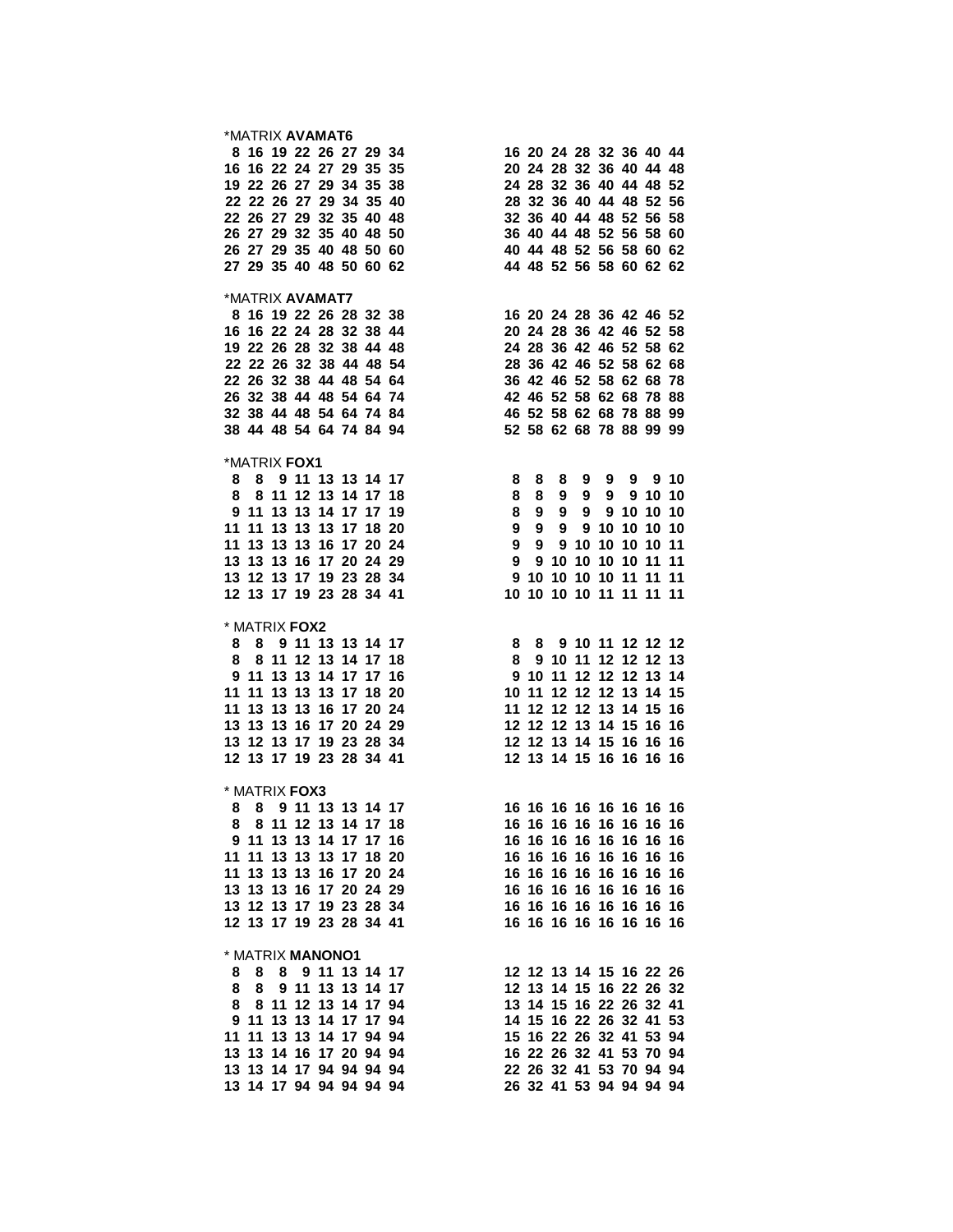*MATRIX **AVAMAT6**

```
 8 16 19 22 26 27 29 34        16 20 24 28 32 36 40 44
16 16 22 24 27 29 35 35        20 24 28 32 36 40 44 48
19 22 26 27 29 34 35 38        24 28 32 36 40 44 48 52
22 22 26 27 29 34 35 40        28 32 36 40 44 48 52 56
22 26 27 29 32 35 40 48        32 36 40 44 48 52 56 58
26 27 29 32 35 40 48 50        36 40 44 48 52 56 58 60
26 27 29 35 40 48 50 60        40 44 48 52 56 58 60 62
27 29 35 40 48 50 60 62        44 48 52 56 58 60 62 62
```

*MATRIX **AVAMAT7**

```
 8 16 19 22 26 28 32 38        16 20 24 28 36 42 46 52
16 16 22 24 28 32 38 44        20 24 28 36 42 46 52 58
19 22 26 28 32 38 44 48        24 28 36 42 46 52 58 62
22 22 26 32 38 44 48 54        28 36 42 46 52 58 62 68
22 26 32 38 44 48 54 64        36 42 46 52 58 62 68 78
26 32 38 44 48 54 64 74        42 46 52 58 62 68 78 88
32 38 44 48 54 64 74 84        46 52 58 62 68 78 88 99
38 44 48 54 64 74 84 94        52 58 62 68 78 88 99 99
```

*MATRIX **FOX1**

```
 8  8  9 11 13 13 14 17         8  8  8  9  9  9  9 10
 8  8 11 12 13 14 17 18         8  8  9  9  9  9 10 10
 9 11 13 13 14 17 17 19         8  9  9  9  9 10 10 10
11 11 13 13 13 17 18 20         9  9  9  9 10 10 10 10
11 13 13 13 16 17 20 24         9  9  9 10 10 10 10 11
13 13 13 16 17 20 24 29         9  9 10 10 10 10 11 11
13 12 13 17 19 23 28 34         9 10 10 10 10 11 11 11
12 13 17 19 23 28 34 41        10 10 10 10 11 11 11 11
```

* MATRIX **FOX2**

```
 8  8  9 11 13 13 14 17         8  8  9 10 11 12 12 12
 8  8 11 12 13 14 17 18         8  9 10 11 12 12 12 13
 9 11 13 13 14 17 17 16         9 10 11 12 12 12 13 14
11 11 13 13 13 17 18 20        10 11 12 12 12 13 14 15
11 13 13 13 16 17 20 24        11 12 12 12 13 14 15 16
13 13 13 16 17 20 24 29        12 12 12 13 14 15 16 16
13 12 13 17 19 23 28 34        12 12 13 14 15 16 16 16
12 13 17 19 23 28 34 41        12 13 14 15 16 16 16 16
```

* MATRIX **FOX3**

```
 8  8  9 11 13 13 14 17        16 16 16 16 16 16 16 16
 8  8 11 12 13 14 17 18        16 16 16 16 16 16 16 16
 9 11 13 13 14 17 17 16        16 16 16 16 16 16 16 16
11 11 13 13 13 17 18 20        16 16 16 16 16 16 16 16
11 13 13 13 16 17 20 24        16 16 16 16 16 16 16 16
13 13 13 16 17 20 24 29        16 16 16 16 16 16 16 16
13 12 13 17 19 23 28 34        16 16 16 16 16 16 16 16
12 13 17 19 23 28 34 41        16 16 16 16 16 16 16 16
```

* MATRIX **MANONO1**

```
 8  8  8  9 11 13 14 17        12 12 13 14 15 16 22 26
 8  8  9 11 13 13 14 17        12 13 14 15 16 22 26 32
 8  8 11 12 13 14 17 94        13 14 15 16 22 26 32 41
 9 11 13 13 14 17 17 94        14 15 16 22 26 32 41 53
11 11 13 13 14 17 94 94        15 16 22 26 32 41 53 94
13 13 14 16 17 20 94 94        16 22 26 32 41 53 70 94
13 13 14 17 94 94 94 94        22 26 32 41 53 70 94 94
13 14 17 94 94 94 94 94        26 32 41 53 94 94 94 94
```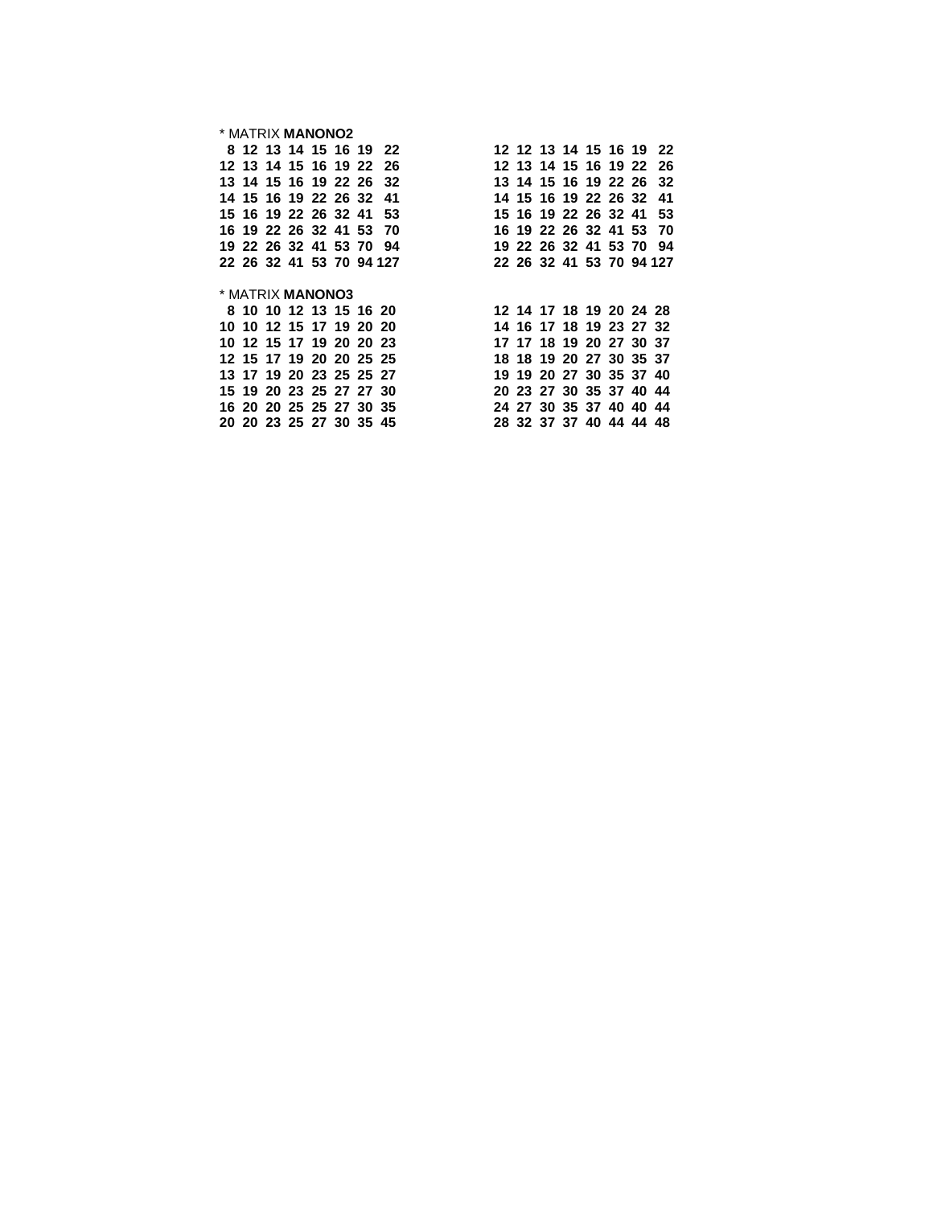\* MATRIX **MANONO2**

```
 8 12 13 14 15 16 19  22          12 12 13 14 15 16 19  22
12 13 14 15 16 19 22  26          12 13 14 15 16 19 22  26
13 14 15 16 19 22 26  32          13 14 15 16 19 22 26  32
14 15 16 19 22 26 32  41          14 15 16 19 22 26 32  41
15 16 19 22 26 32 41  53          15 16 19 22 26 32 41  53
16 19 22 26 32 41 53  70          16 19 22 26 32 41 53  70
19 22 26 32 41 53 70  94          19 22 26 32 41 53 70  94
22 26 32 41 53 70 94 127          22 26 32 41 53 70 94 127
```

\* MATRIX **MANONO3**

```
 8 10 10 12 13 15 16 20           12 14 17 18 19 20 24 28
10 10 12 15 17 19 20 20           14 16 17 18 19 23 27 32
10 12 15 17 19 20 20 23           17 17 18 19 20 27 30 37
12 15 17 19 20 20 25 25           18 18 19 20 27 30 35 37
13 17 19 20 23 25 25 27           19 19 20 27 30 35 37 40
15 19 20 23 25 27 27 30           20 23 27 30 35 37 40 44
16 20 20 25 25 27 30 35           24 27 30 35 37 40 40 44
20 20 23 25 27 30 35 45           28 32 37 37 40 44 44 48
```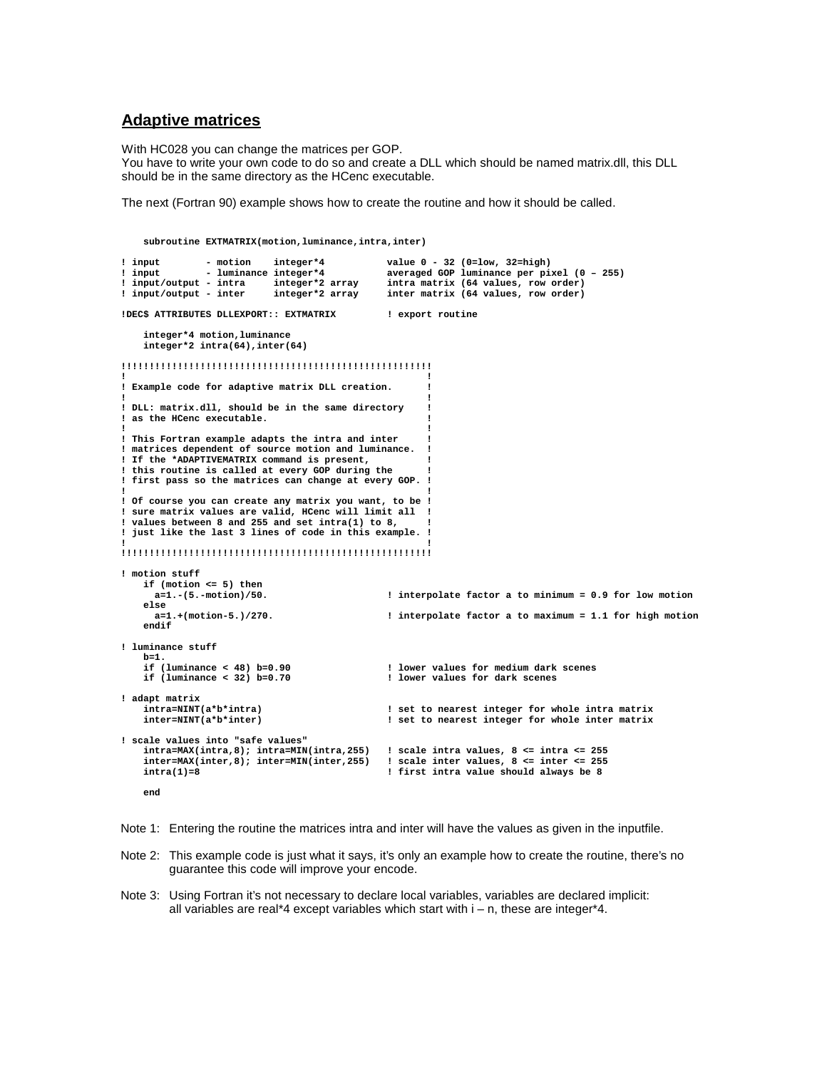## Adaptive matrices

With HC028 you can change the matrices per GOP.
You have to write your own code to do so and create a DLL which should be named matrix.dll, this DLL should be in the same directory as the HCenc executable.

The next (Fortran 90) example shows how to create the routine and how it should be called.

```
    subroutine EXTMATRIX(motion,luminance,intra,inter)

! input        - motion    integer*4           value 0 - 32 (0=low, 32=high)
! input        - luminance integer*4           averaged GOP luminance per pixel (0 – 255)
! input/output - intra     integer*2 array     intra matrix (64 values, row order)
! input/output - inter     integer*2 array     inter matrix (64 values, row order)

!DEC$ ATTRIBUTES DLLEXPORT:: EXTMATRIX         ! export routine

    integer*4 motion,luminance
    integer*2 intra(64),inter(64)

!!!!!!!!!!!!!!!!!!!!!!!!!!!!!!!!!!!!!!!!!!!!!!!!!!!!!!!
!                                                     !
! Example code for adaptive matrix DLL creation.      !
!                                                     !
! DLL: matrix.dll, should be in the same directory    !
! as the HCenc executable.                            !
!                                                     !
! This Fortran example adapts the intra and inter     !
! matrices dependent of source motion and luminance.  !
! If the *ADAPTIVEMATRIX command is present,          !
! this routine is called at every GOP during the      !
! first pass so the matrices can change at every GOP. !
!                                                     !
! Of course you can create any matrix you want, to be !
! sure matrix values are valid, HCenc will limit all  !
! values between 8 and 255 and set intra(1) to 8,     !
! just like the last 3 lines of code in this example. !
!                                                     !
!!!!!!!!!!!!!!!!!!!!!!!!!!!!!!!!!!!!!!!!!!!!!!!!!!!!!!!

! motion stuff
    if (motion <= 5) then
      a=1.-(5.-motion)/50.                     ! interpolate factor a to minimum = 0.9 for low motion
    else
      a=1.+(motion-5.)/270.                    ! interpolate factor a to maximum = 1.1 for high motion
    endif

! luminance stuff
    b=1.
    if (luminance < 48) b=0.90                 ! lower values for medium dark scenes
    if (luminance < 32) b=0.70                 ! lower values for dark scenes

! adapt matrix
    intra=NINT(a*b*intra)                      ! set to nearest integer for whole intra matrix
    inter=NINT(a*b*inter)                      ! set to nearest integer for whole inter matrix

! scale values into "safe values"
    intra=MAX(intra,8); intra=MIN(intra,255)   ! scale intra values, 8 <= intra <= 255
    inter=MAX(inter,8); inter=MIN(inter,255)   ! scale inter values, 8 <= inter <= 255
    intra(1)=8                                 ! first intra value should always be 8

    end
```

Note 1: Entering the routine the matrices intra and inter will have the values as given in the inputfile.

Note 2: This example code is just what it says, it's only an example how to create the routine, there's no guarantee this code will improve your encode.

Note 3: Using Fortran it's not necessary to declare local variables, variables are declared implicit: all variables are real*4 except variables which start with i – n, these are integer*4.